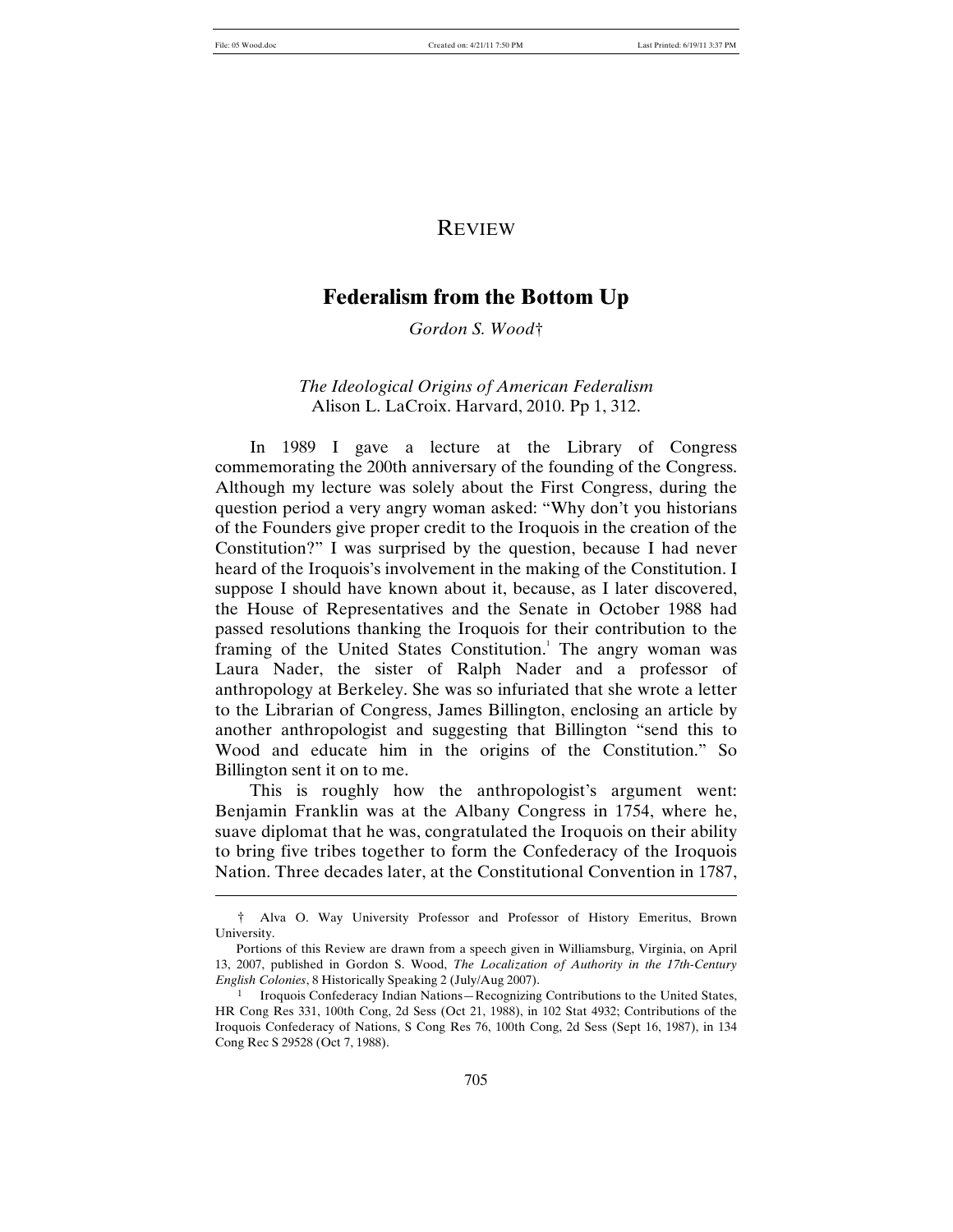REVIEW

# Federalism from the Bottom Up

*Gordon S. Wood*†

*The Ideological Origins of American Federalism*
Alison L. LaCroix. Harvard, 2010. Pp 1, 312.

In 1989 I gave a lecture at the Library of Congress commemorating the 200th anniversary of the founding of the Congress. Although my lecture was solely about the First Congress, during the question period a very angry woman asked: "Why don't you historians of the Founders give proper credit to the Iroquois in the creation of the Constitution?" I was surprised by the question, because I had never heard of the Iroquois's involvement in the making of the Constitution. I suppose I should have known about it, because, as I later discovered, the House of Representatives and the Senate in October 1988 had passed resolutions thanking the Iroquois for their contribution to the framing of the United States Constitution.[1] The angry woman was Laura Nader, the sister of Ralph Nader and a professor of anthropology at Berkeley. She was so infuriated that she wrote a letter to the Librarian of Congress, James Billington, enclosing an article by another anthropologist and suggesting that Billington "send this to Wood and educate him in the origins of the Constitution." So Billington sent it on to me.

This is roughly how the anthropologist's argument went: Benjamin Franklin was at the Albany Congress in 1754, where he, suave diplomat that he was, congratulated the Iroquois on their ability to bring five tribes together to form the Confederacy of the Iroquois Nation. Three decades later, at the Constitutional Convention in 1787,

---

† Alva O. Way University Professor and Professor of History Emeritus, Brown University.

Portions of this Review are drawn from a speech given in Williamsburg, Virginia, on April 13, 2007, published in Gordon S. Wood, *The Localization of Authority in the 17th-Century English Colonies*, 8 Historically Speaking 2 (July/Aug 2007).

1 Iroquois Confederacy Indian Nations—Recognizing Contributions to the United States, HR Cong Res 331, 100th Cong, 2d Sess (Oct 21, 1988), in 102 Stat 4932; Contributions of the Iroquois Confederacy of Nations, S Cong Res 76, 100th Cong, 2d Sess (Sept 16, 1987), in 134 Cong Rec S 29528 (Oct 7, 1988).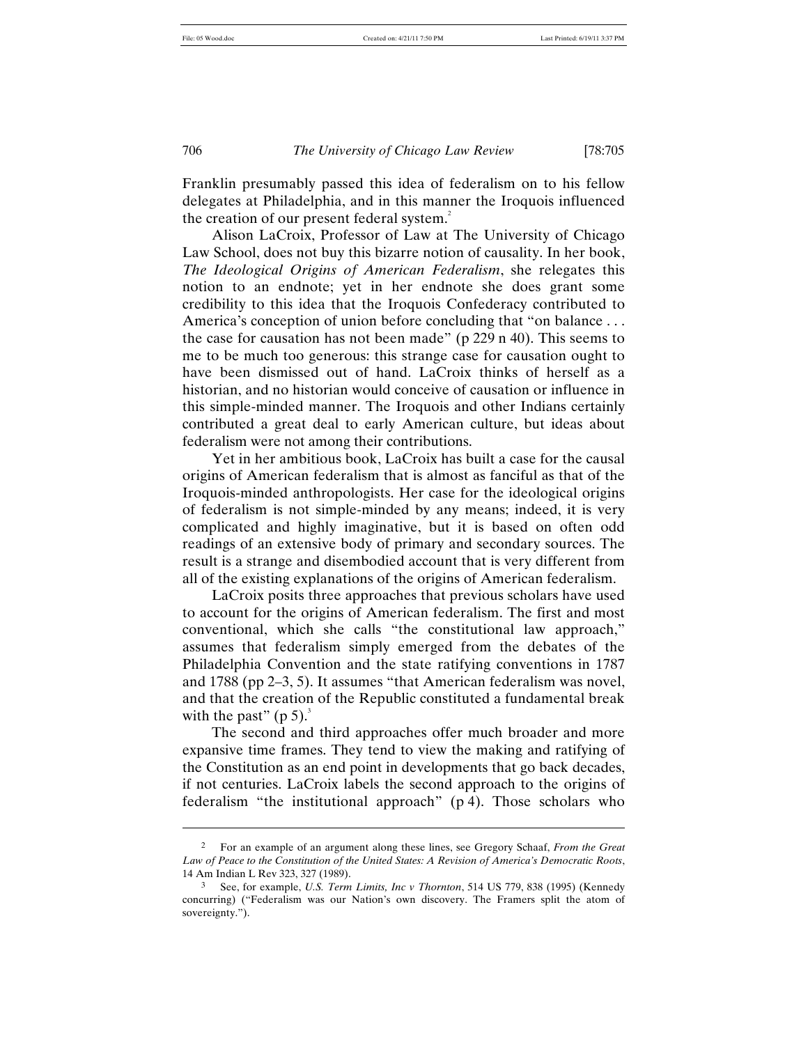Franklin presumably passed this idea of federalism on to his fellow delegates at Philadelphia, and in this manner the Iroquois influenced the creation of our present federal system.[2]

Alison LaCroix, Professor of Law at The University of Chicago Law School, does not buy this bizarre notion of causality. In her book, *The Ideological Origins of American Federalism*, she relegates this notion to an endnote; yet in her endnote she does grant some credibility to this idea that the Iroquois Confederacy contributed to America's conception of union before concluding that "on balance . . . the case for causation has not been made" (p 229 n 40). This seems to me to be much too generous: this strange case for causation ought to have been dismissed out of hand. LaCroix thinks of herself as a historian, and no historian would conceive of causation or influence in this simple-minded manner. The Iroquois and other Indians certainly contributed a great deal to early American culture, but ideas about federalism were not among their contributions.

Yet in her ambitious book, LaCroix has built a case for the causal origins of American federalism that is almost as fanciful as that of the Iroquois-minded anthropologists. Her case for the ideological origins of federalism is not simple-minded by any means; indeed, it is very complicated and highly imaginative, but it is based on often odd readings of an extensive body of primary and secondary sources. The result is a strange and disembodied account that is very different from all of the existing explanations of the origins of American federalism.

LaCroix posits three approaches that previous scholars have used to account for the origins of American federalism. The first and most conventional, which she calls "the constitutional law approach," assumes that federalism simply emerged from the debates of the Philadelphia Convention and the state ratifying conventions in 1787 and 1788 (pp 2–3, 5). It assumes "that American federalism was novel, and that the creation of the Republic constituted a fundamental break with the past" (p 5).[3]

The second and third approaches offer much broader and more expansive time frames. They tend to view the making and ratifying of the Constitution as an end point in developments that go back decades, if not centuries. LaCroix labels the second approach to the origins of federalism "the institutional approach" (p 4). Those scholars who

---

[2] For an example of an argument along these lines, see Gregory Schaaf, *From the Great Law of Peace to the Constitution of the United States: A Revision of America's Democratic Roots*, 14 Am Indian L Rev 323, 327 (1989).

[3] See, for example, *U.S. Term Limits, Inc v Thornton*, 514 US 779, 838 (1995) (Kennedy concurring) ("Federalism was our Nation's own discovery. The Framers split the atom of sovereignty.").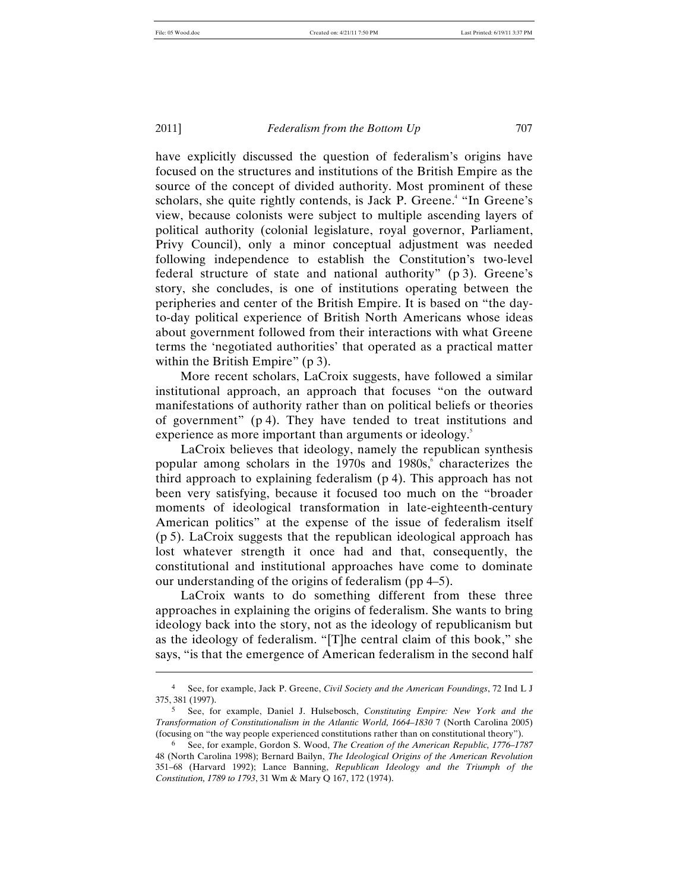have explicitly discussed the question of federalism's origins have focused on the structures and institutions of the British Empire as the source of the concept of divided authority. Most prominent of these scholars, she quite rightly contends, is Jack P. Greene.[4] "In Greene's view, because colonists were subject to multiple ascending layers of political authority (colonial legislature, royal governor, Parliament, Privy Council), only a minor conceptual adjustment was needed following independence to establish the Constitution's two-level federal structure of state and national authority" (p 3). Greene's story, she concludes, is one of institutions operating between the peripheries and center of the British Empire. It is based on "the day-to-day political experience of British North Americans whose ideas about government followed from their interactions with what Greene terms the 'negotiated authorities' that operated as a practical matter within the British Empire" (p 3).

More recent scholars, LaCroix suggests, have followed a similar institutional approach, an approach that focuses "on the outward manifestations of authority rather than on political beliefs or theories of government" (p 4). They have tended to treat institutions and experience as more important than arguments or ideology.[5]

LaCroix believes that ideology, namely the republican synthesis popular among scholars in the 1970s and 1980s,[6] characterizes the third approach to explaining federalism (p 4). This approach has not been very satisfying, because it focused too much on the "broader moments of ideological transformation in late-eighteenth-century American politics" at the expense of the issue of federalism itself (p 5). LaCroix suggests that the republican ideological approach has lost whatever strength it once had and that, consequently, the constitutional and institutional approaches have come to dominate our understanding of the origins of federalism (pp 4–5).

LaCroix wants to do something different from these three approaches in explaining the origins of federalism. She wants to bring ideology back into the story, not as the ideology of republicanism but as the ideology of federalism. "[T]he central claim of this book," she says, "is that the emergence of American federalism in the second half

---

[4] See, for example, Jack P. Greene, *Civil Society and the American Foundings*, 72 Ind L J 375, 381 (1997).

[5] See, for example, Daniel J. Hulsebosch, *Constituting Empire: New York and the Transformation of Constitutionalism in the Atlantic World, 1664–1830* 7 (North Carolina 2005) (focusing on "the way people experienced constitutions rather than on constitutional theory").

[6] See, for example, Gordon S. Wood, *The Creation of the American Republic, 1776–1787* 48 (North Carolina 1998); Bernard Bailyn, *The Ideological Origins of the American Revolution* 351–68 (Harvard 1992); Lance Banning, *Republican Ideology and the Triumph of the Constitution, 1789 to 1793*, 31 Wm & Mary Q 167, 172 (1974).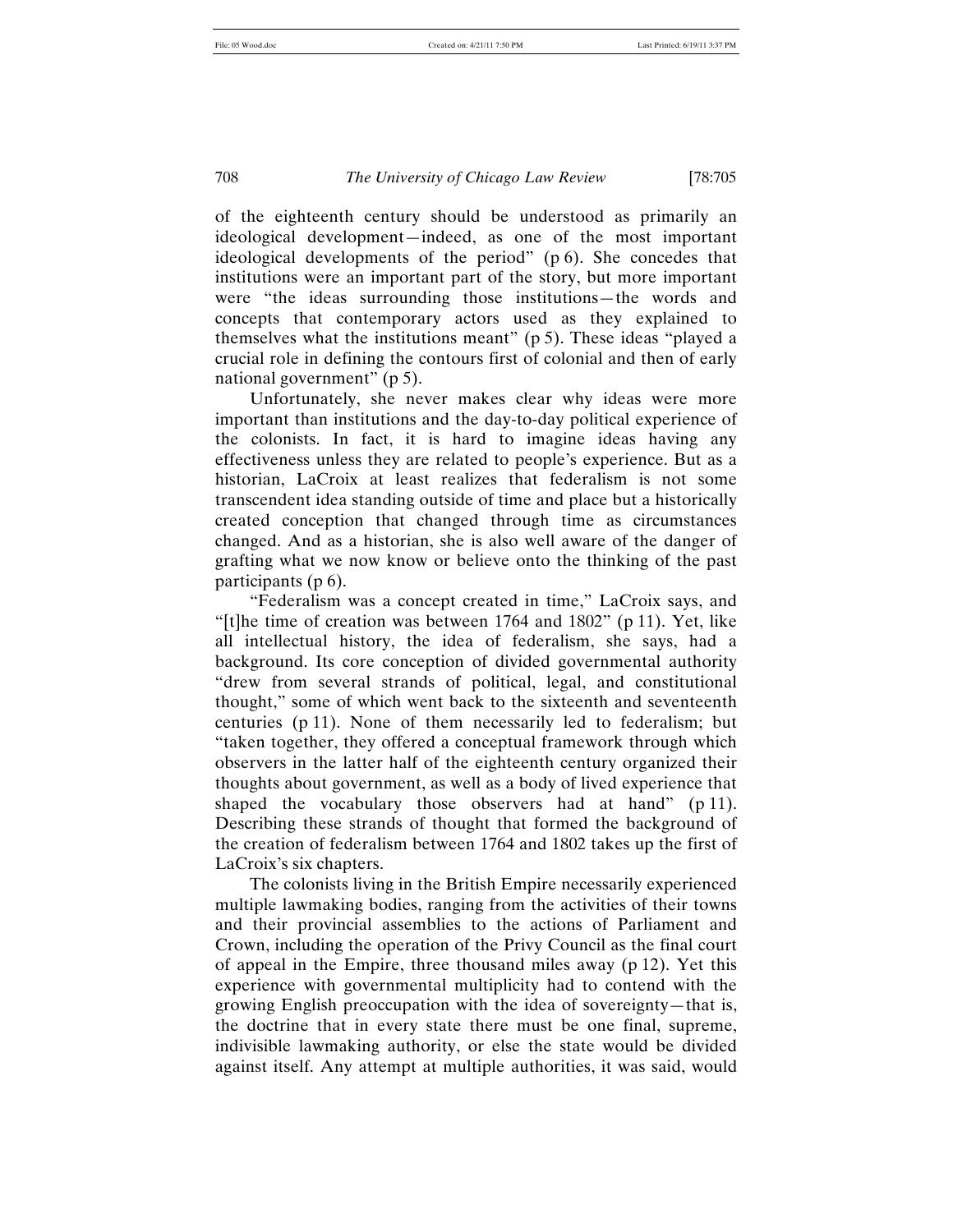of the eighteenth century should be understood as primarily an ideological development—indeed, as one of the most important ideological developments of the period" (p 6). She concedes that institutions were an important part of the story, but more important were "the ideas surrounding those institutions—the words and concepts that contemporary actors used as they explained to themselves what the institutions meant" (p 5). These ideas "played a crucial role in defining the contours first of colonial and then of early national government" (p 5).

Unfortunately, she never makes clear why ideas were more important than institutions and the day-to-day political experience of the colonists. In fact, it is hard to imagine ideas having any effectiveness unless they are related to people's experience. But as a historian, LaCroix at least realizes that federalism is not some transcendent idea standing outside of time and place but a historically created conception that changed through time as circumstances changed. And as a historian, she is also well aware of the danger of grafting what we now know or believe onto the thinking of the past participants (p 6).

"Federalism was a concept created in time," LaCroix says, and "[t]he time of creation was between 1764 and 1802" (p 11). Yet, like all intellectual history, the idea of federalism, she says, had a background. Its core conception of divided governmental authority "drew from several strands of political, legal, and constitutional thought," some of which went back to the sixteenth and seventeenth centuries (p 11). None of them necessarily led to federalism; but "taken together, they offered a conceptual framework through which observers in the latter half of the eighteenth century organized their thoughts about government, as well as a body of lived experience that shaped the vocabulary those observers had at hand" (p 11). Describing these strands of thought that formed the background of the creation of federalism between 1764 and 1802 takes up the first of LaCroix's six chapters.

The colonists living in the British Empire necessarily experienced multiple lawmaking bodies, ranging from the activities of their towns and their provincial assemblies to the actions of Parliament and Crown, including the operation of the Privy Council as the final court of appeal in the Empire, three thousand miles away (p 12). Yet this experience with governmental multiplicity had to contend with the growing English preoccupation with the idea of sovereignty—that is, the doctrine that in every state there must be one final, supreme, indivisible lawmaking authority, or else the state would be divided against itself. Any attempt at multiple authorities, it was said, would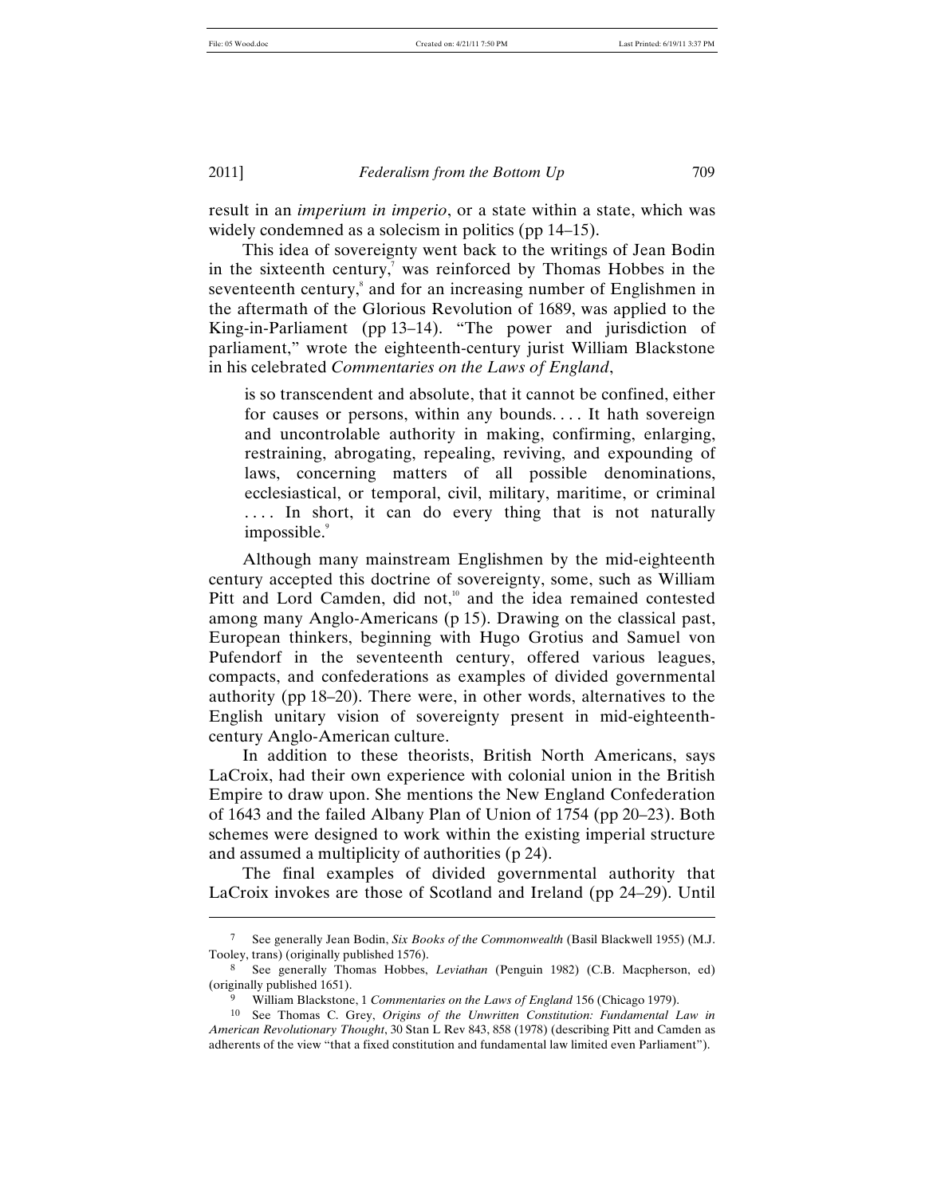result in an *imperium in imperio*, or a state within a state, which was widely condemned as a solecism in politics (pp 14–15).

This idea of sovereignty went back to the writings of Jean Bodin in the sixteenth century,[7] was reinforced by Thomas Hobbes in the seventeenth century,[8] and for an increasing number of Englishmen in the aftermath of the Glorious Revolution of 1689, was applied to the King-in-Parliament (pp 13–14). "The power and jurisdiction of parliament," wrote the eighteenth-century jurist William Blackstone in his celebrated *Commentaries on the Laws of England*,

> is so transcendent and absolute, that it cannot be confined, either for causes or persons, within any bounds. . . . It hath sovereign and uncontrolable authority in making, confirming, enlarging, restraining, abrogating, repealing, reviving, and expounding of laws, concerning matters of all possible denominations, ecclesiastical, or temporal, civil, military, maritime, or criminal . . . . In short, it can do every thing that is not naturally impossible.[9]

Although many mainstream Englishmen by the mid-eighteenth century accepted this doctrine of sovereignty, some, such as William Pitt and Lord Camden, did not,[10] and the idea remained contested among many Anglo-Americans (p 15). Drawing on the classical past, European thinkers, beginning with Hugo Grotius and Samuel von Pufendorf in the seventeenth century, offered various leagues, compacts, and confederations as examples of divided governmental authority (pp 18–20). There were, in other words, alternatives to the English unitary vision of sovereignty present in mid-eighteenth-century Anglo-American culture.

In addition to these theorists, British North Americans, says LaCroix, had their own experience with colonial union in the British Empire to draw upon. She mentions the New England Confederation of 1643 and the failed Albany Plan of Union of 1754 (pp 20–23). Both schemes were designed to work within the existing imperial structure and assumed a multiplicity of authorities (p 24).

The final examples of divided governmental authority that LaCroix invokes are those of Scotland and Ireland (pp 24–29). Until

---

7 See generally Jean Bodin, *Six Books of the Commonwealth* (Basil Blackwell 1955) (M.J. Tooley, trans) (originally published 1576).

8 See generally Thomas Hobbes, *Leviathan* (Penguin 1982) (C.B. Macpherson, ed) (originally published 1651).

9 William Blackstone, 1 *Commentaries on the Laws of England* 156 (Chicago 1979).

10 See Thomas C. Grey, *Origins of the Unwritten Constitution: Fundamental Law in American Revolutionary Thought*, 30 Stan L Rev 843, 858 (1978) (describing Pitt and Camden as adherents of the view "that a fixed constitution and fundamental law limited even Parliament").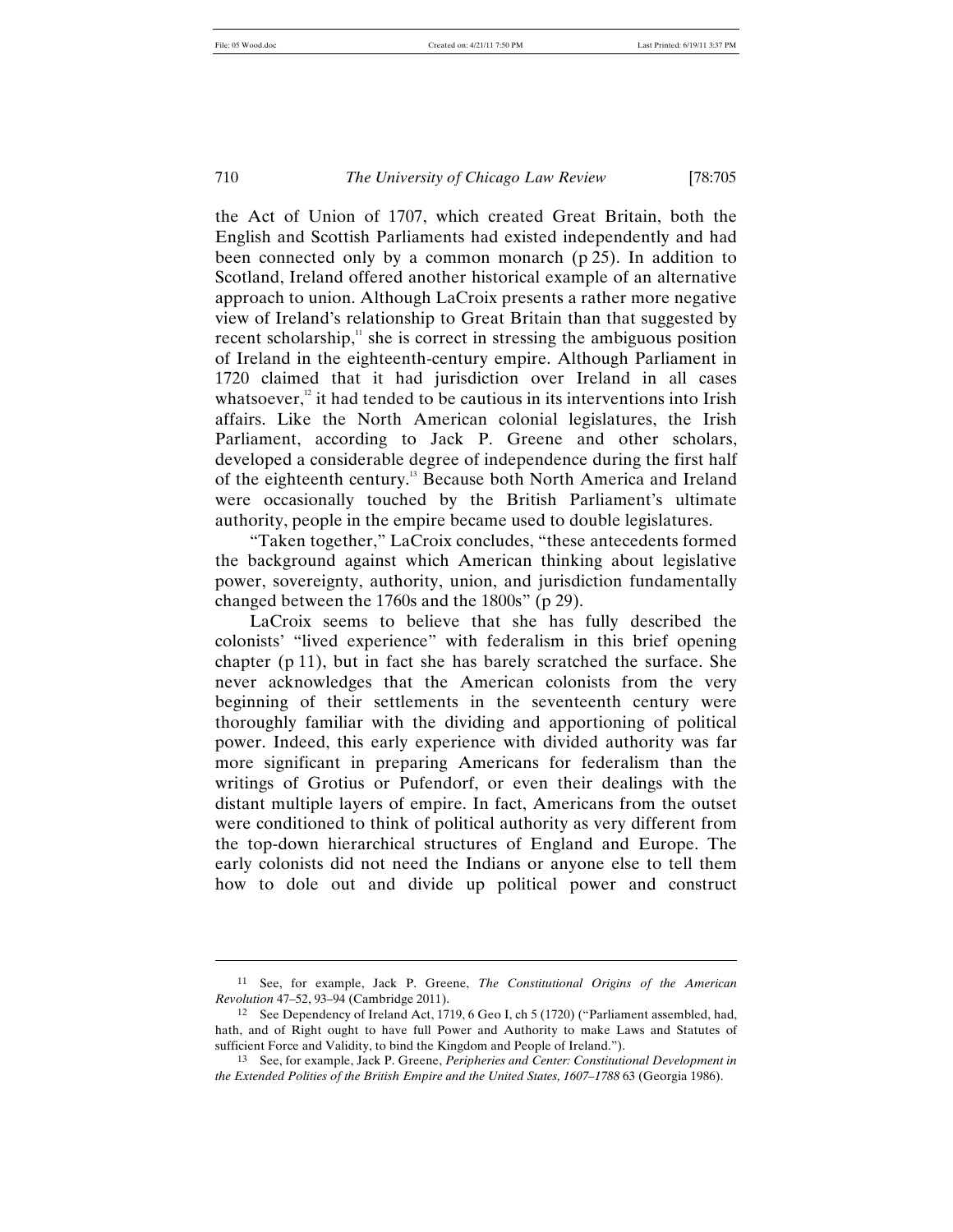the Act of Union of 1707, which created Great Britain, both the English and Scottish Parliaments had existed independently and had been connected only by a common monarch (p 25). In addition to Scotland, Ireland offered another historical example of an alternative approach to union. Although LaCroix presents a rather more negative view of Ireland's relationship to Great Britain than that suggested by recent scholarship,[11] she is correct in stressing the ambiguous position of Ireland in the eighteenth-century empire. Although Parliament in 1720 claimed that it had jurisdiction over Ireland in all cases whatsoever,[12] it had tended to be cautious in its interventions into Irish affairs. Like the North American colonial legislatures, the Irish Parliament, according to Jack P. Greene and other scholars, developed a considerable degree of independence during the first half of the eighteenth century.[13] Because both North America and Ireland were occasionally touched by the British Parliament's ultimate authority, people in the empire became used to double legislatures.

"Taken together," LaCroix concludes, "these antecedents formed the background against which American thinking about legislative power, sovereignty, authority, union, and jurisdiction fundamentally changed between the 1760s and the 1800s" (p 29).

LaCroix seems to believe that she has fully described the colonists' "lived experience" with federalism in this brief opening chapter (p 11), but in fact she has barely scratched the surface. She never acknowledges that the American colonists from the very beginning of their settlements in the seventeenth century were thoroughly familiar with the dividing and apportioning of political power. Indeed, this early experience with divided authority was far more significant in preparing Americans for federalism than the writings of Grotius or Pufendorf, or even their dealings with the distant multiple layers of empire. In fact, Americans from the outset were conditioned to think of political authority as very different from the top-down hierarchical structures of England and Europe. The early colonists did not need the Indians or anyone else to tell them how to dole out and divide up political power and construct

---

11 See, for example, Jack P. Greene, *The Constitutional Origins of the American Revolution* 47–52, 93–94 (Cambridge 2011).

12 See Dependency of Ireland Act, 1719, 6 Geo I, ch 5 (1720) ("Parliament assembled, had, hath, and of Right ought to have full Power and Authority to make Laws and Statutes of sufficient Force and Validity, to bind the Kingdom and People of Ireland.").

13 See, for example, Jack P. Greene, *Peripheries and Center: Constitutional Development in the Extended Polities of the British Empire and the United States, 1607–1788* 63 (Georgia 1986).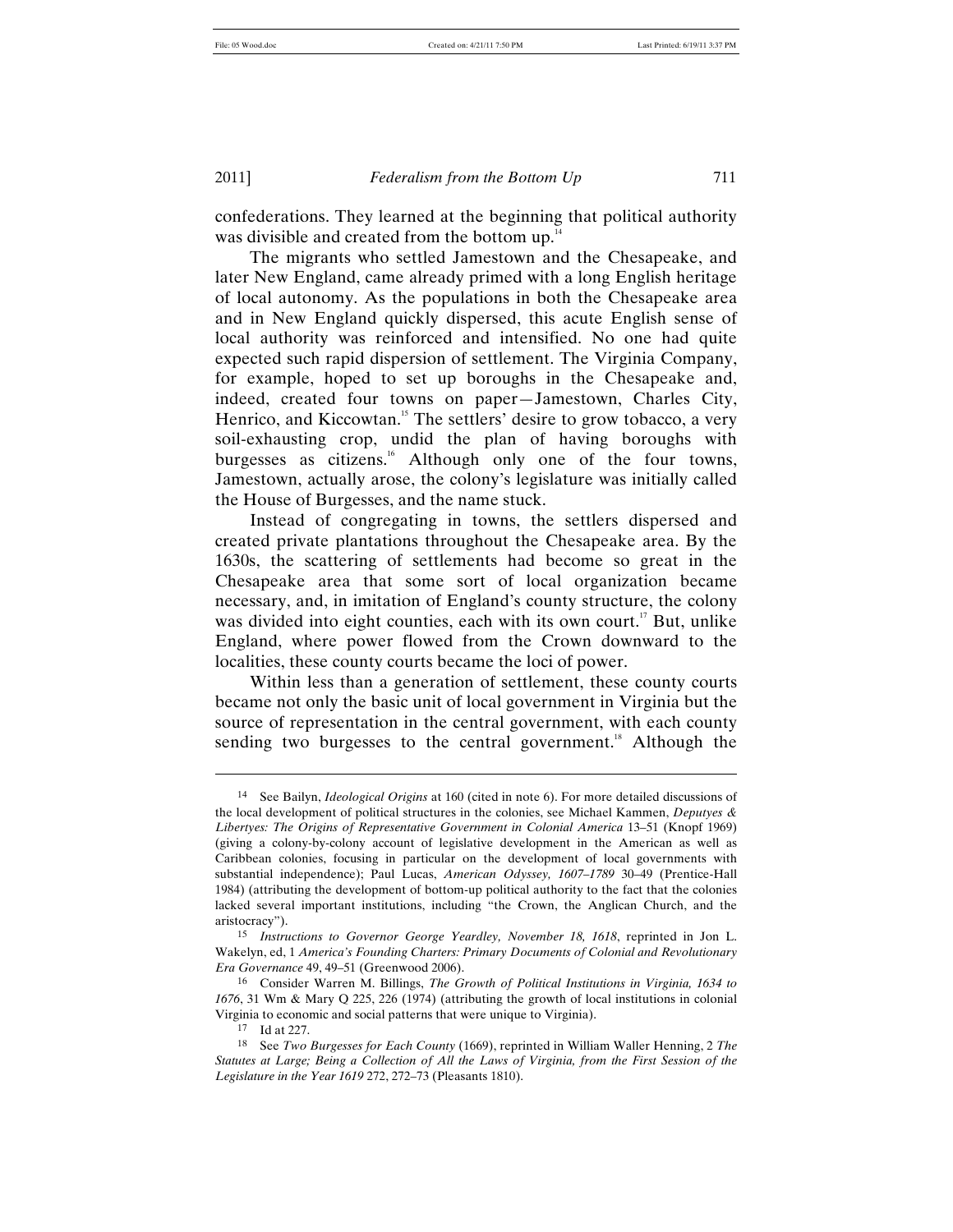confederations. They learned at the beginning that political authority was divisible and created from the bottom up.[14]

The migrants who settled Jamestown and the Chesapeake, and later New England, came already primed with a long English heritage of local autonomy. As the populations in both the Chesapeake area and in New England quickly dispersed, this acute English sense of local authority was reinforced and intensified. No one had quite expected such rapid dispersion of settlement. The Virginia Company, for example, hoped to set up boroughs in the Chesapeake and, indeed, created four towns on paper—Jamestown, Charles City, Henrico, and Kiccowtan.[15] The settlers' desire to grow tobacco, a very soil-exhausting crop, undid the plan of having boroughs with burgesses as citizens.[16] Although only one of the four towns, Jamestown, actually arose, the colony's legislature was initially called the House of Burgesses, and the name stuck.

Instead of congregating in towns, the settlers dispersed and created private plantations throughout the Chesapeake area. By the 1630s, the scattering of settlements had become so great in the Chesapeake area that some sort of local organization became necessary, and, in imitation of England's county structure, the colony was divided into eight counties, each with its own court.[17] But, unlike England, where power flowed from the Crown downward to the localities, these county courts became the loci of power.

Within less than a generation of settlement, these county courts became not only the basic unit of local government in Virginia but the source of representation in the central government, with each county sending two burgesses to the central government.[18] Although the

---

[14] See Bailyn, *Ideological Origins* at 160 (cited in note 6). For more detailed discussions of the local development of political structures in the colonies, see Michael Kammen, *Deputyes & Libertyes: The Origins of Representative Government in Colonial America* 13–51 (Knopf 1969) (giving a colony-by-colony account of legislative development in the American as well as Caribbean colonies, focusing in particular on the development of local governments with substantial independence); Paul Lucas, *American Odyssey, 1607–1789* 30–49 (Prentice-Hall 1984) (attributing the development of bottom-up political authority to the fact that the colonies lacked several important institutions, including "the Crown, the Anglican Church, and the aristocracy").

[15] *Instructions to Governor George Yeardley, November 18, 1618*, reprinted in Jon L. Wakelyn, ed, 1 *America's Founding Charters: Primary Documents of Colonial and Revolutionary Era Governance* 49, 49–51 (Greenwood 2006).

[16] Consider Warren M. Billings, *The Growth of Political Institutions in Virginia, 1634 to 1676*, 31 Wm & Mary Q 225, 226 (1974) (attributing the growth of local institutions in colonial Virginia to economic and social patterns that were unique to Virginia).

[17] Id at 227.

[18] See *Two Burgesses for Each County* (1669), reprinted in William Waller Henning, 2 *The Statutes at Large; Being a Collection of All the Laws of Virginia, from the First Session of the Legislature in the Year 1619* 272, 272–73 (Pleasants 1810).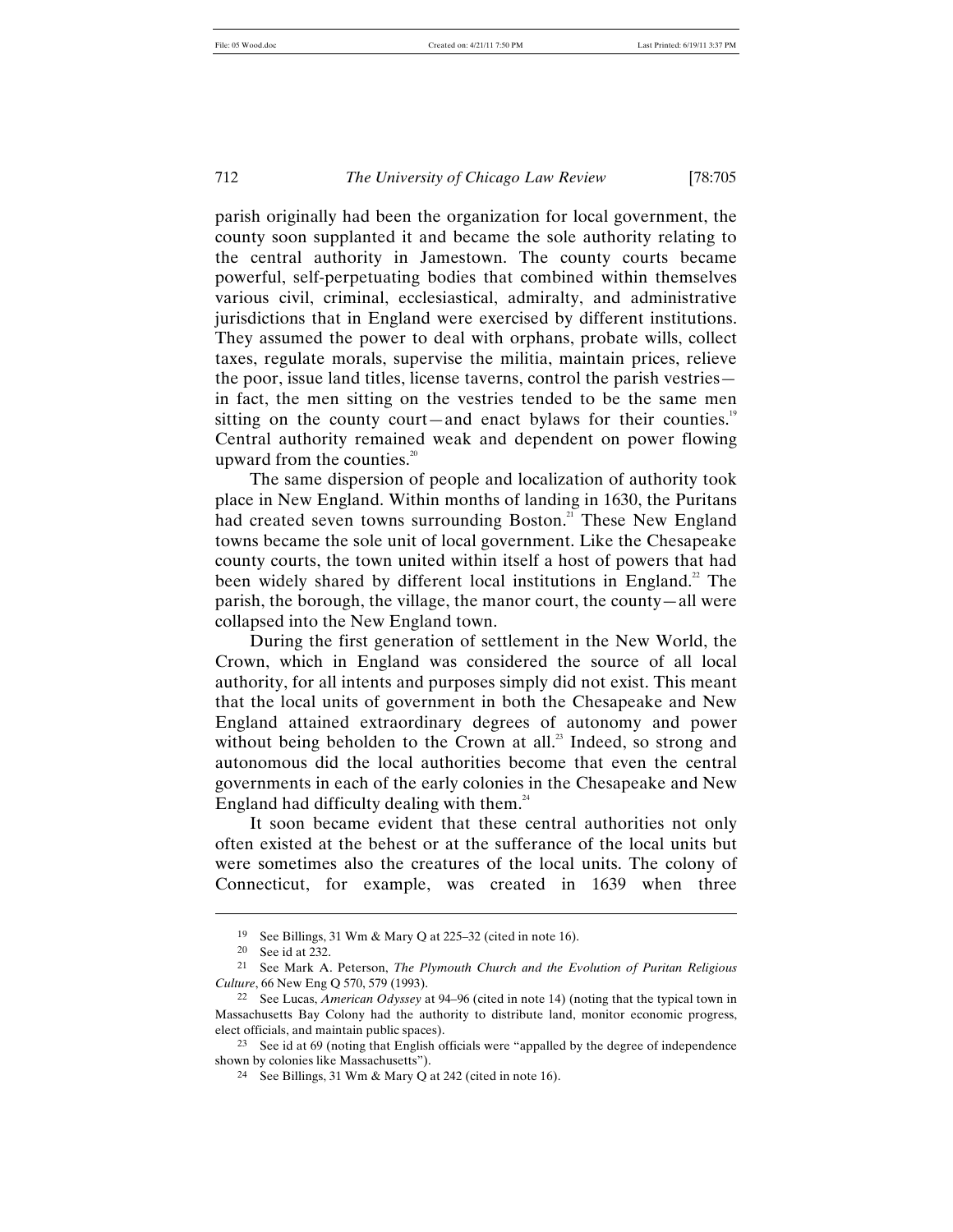parish originally had been the organization for local government, the county soon supplanted it and became the sole authority relating to the central authority in Jamestown. The county courts became powerful, self-perpetuating bodies that combined within themselves various civil, criminal, ecclesiastical, admiralty, and administrative jurisdictions that in England were exercised by different institutions. They assumed the power to deal with orphans, probate wills, collect taxes, regulate morals, supervise the militia, maintain prices, relieve the poor, issue land titles, license taverns, control the parish vestries—in fact, the men sitting on the vestries tended to be the same men sitting on the county court—and enact bylaws for their counties.[19] Central authority remained weak and dependent on power flowing upward from the counties.[20]

The same dispersion of people and localization of authority took place in New England. Within months of landing in 1630, the Puritans had created seven towns surrounding Boston.[21] These New England towns became the sole unit of local government. Like the Chesapeake county courts, the town united within itself a host of powers that had been widely shared by different local institutions in England.[22] The parish, the borough, the village, the manor court, the county—all were collapsed into the New England town.

During the first generation of settlement in the New World, the Crown, which in England was considered the source of all local authority, for all intents and purposes simply did not exist. This meant that the local units of government in both the Chesapeake and New England attained extraordinary degrees of autonomy and power without being beholden to the Crown at all.[23] Indeed, so strong and autonomous did the local authorities become that even the central governments in each of the early colonies in the Chesapeake and New England had difficulty dealing with them.[24]

It soon became evident that these central authorities not only often existed at the behest or at the sufferance of the local units but were sometimes also the creatures of the local units. The colony of Connecticut, for example, was created in 1639 when three

---

19 See Billings, 31 Wm & Mary Q at 225–32 (cited in note 16).

20 See id at 232.

21 See Mark A. Peterson, *The Plymouth Church and the Evolution of Puritan Religious Culture*, 66 New Eng Q 570, 579 (1993).

22 See Lucas, *American Odyssey* at 94–96 (cited in note 14) (noting that the typical town in Massachusetts Bay Colony had the authority to distribute land, monitor economic progress, elect officials, and maintain public spaces).

23 See id at 69 (noting that English officials were "appalled by the degree of independence shown by colonies like Massachusetts").

24 See Billings, 31 Wm & Mary Q at 242 (cited in note 16).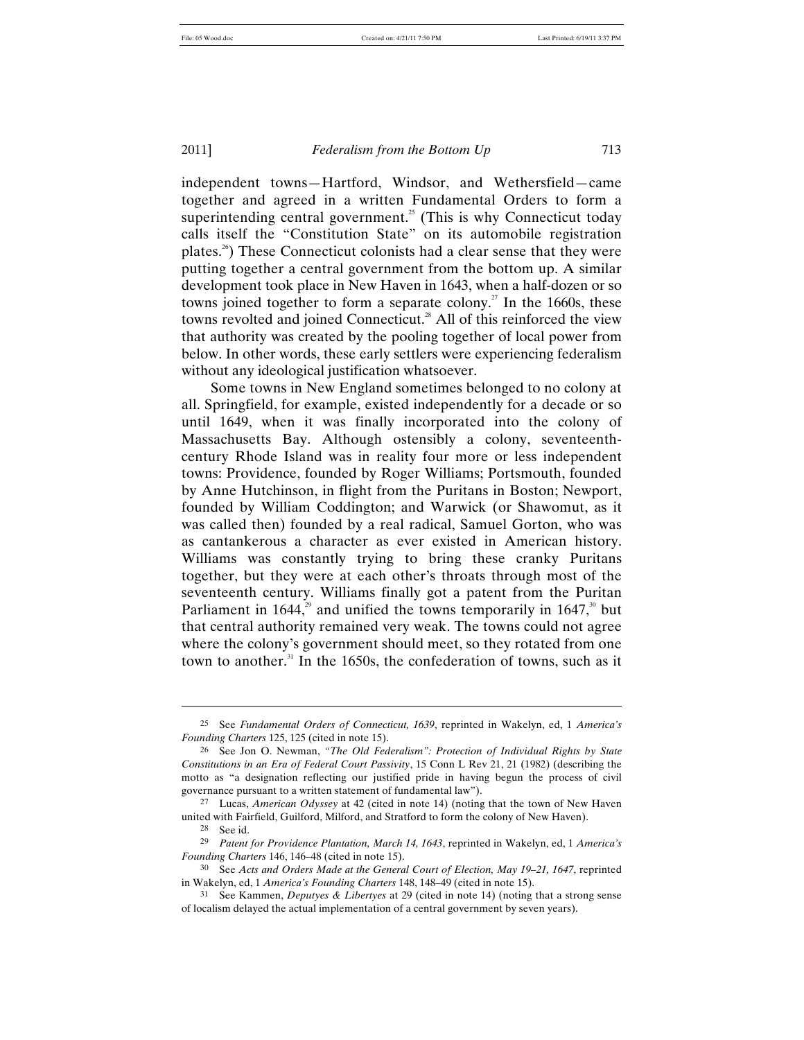independent towns—Hartford, Windsor, and Wethersfield—came together and agreed in a written Fundamental Orders to form a superintending central government.[25] (This is why Connecticut today calls itself the "Constitution State" on its automobile registration plates.[26]) These Connecticut colonists had a clear sense that they were putting together a central government from the bottom up. A similar development took place in New Haven in 1643, when a half-dozen or so towns joined together to form a separate colony.[27] In the 1660s, these towns revolted and joined Connecticut.[28] All of this reinforced the view that authority was created by the pooling together of local power from below. In other words, these early settlers were experiencing federalism without any ideological justification whatsoever.

Some towns in New England sometimes belonged to no colony at all. Springfield, for example, existed independently for a decade or so until 1649, when it was finally incorporated into the colony of Massachusetts Bay. Although ostensibly a colony, seventeenth-century Rhode Island was in reality four more or less independent towns: Providence, founded by Roger Williams; Portsmouth, founded by Anne Hutchinson, in flight from the Puritans in Boston; Newport, founded by William Coddington; and Warwick (or Shawomut, as it was called then) founded by a real radical, Samuel Gorton, who was as cantankerous a character as ever existed in American history. Williams was constantly trying to bring these cranky Puritans together, but they were at each other's throats through most of the seventeenth century. Williams finally got a patent from the Puritan Parliament in 1644,[29] and unified the towns temporarily in 1647,[30] but that central authority remained very weak. The towns could not agree where the colony's government should meet, so they rotated from one town to another.[31] In the 1650s, the confederation of towns, such as it

---

25 See *Fundamental Orders of Connecticut, 1639*, reprinted in Wakelyn, ed, 1 *America's Founding Charters* 125, 125 (cited in note 15).

26 See Jon O. Newman, *"The Old Federalism": Protection of Individual Rights by State Constitutions in an Era of Federal Court Passivity*, 15 Conn L Rev 21, 21 (1982) (describing the motto as "a designation reflecting our justified pride in having begun the process of civil governance pursuant to a written statement of fundamental law").

27 Lucas, *American Odyssey* at 42 (cited in note 14) (noting that the town of New Haven united with Fairfield, Guilford, Milford, and Stratford to form the colony of New Haven).

28 See id.

29 *Patent for Providence Plantation, March 14, 1643*, reprinted in Wakelyn, ed, 1 *America's Founding Charters* 146, 146–48 (cited in note 15).

30 See *Acts and Orders Made at the General Court of Election, May 19–21, 1647*, reprinted in Wakelyn, ed, 1 *America's Founding Charters* 148, 148–49 (cited in note 15).

31 See Kammen, *Deputyes & Libertyes* at 29 (cited in note 14) (noting that a strong sense of localism delayed the actual implementation of a central government by seven years).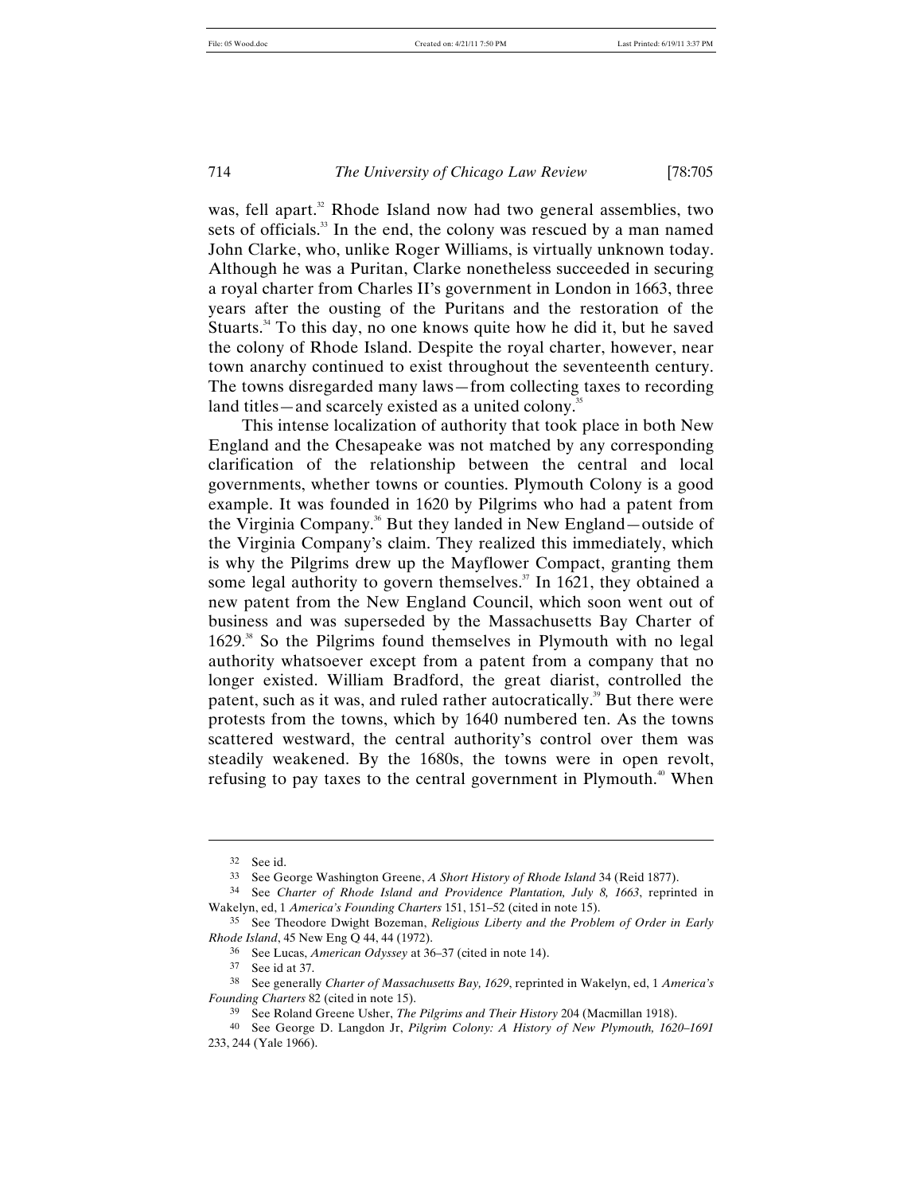was, fell apart.[32] Rhode Island now had two general assemblies, two sets of officials.[33] In the end, the colony was rescued by a man named John Clarke, who, unlike Roger Williams, is virtually unknown today. Although he was a Puritan, Clarke nonetheless succeeded in securing a royal charter from Charles II's government in London in 1663, three years after the ousting of the Puritans and the restoration of the Stuarts.[34] To this day, no one knows quite how he did it, but he saved the colony of Rhode Island. Despite the royal charter, however, near town anarchy continued to exist throughout the seventeenth century. The towns disregarded many laws—from collecting taxes to recording land titles—and scarcely existed as a united colony.[35]

This intense localization of authority that took place in both New England and the Chesapeake was not matched by any corresponding clarification of the relationship between the central and local governments, whether towns or counties. Plymouth Colony is a good example. It was founded in 1620 by Pilgrims who had a patent from the Virginia Company.[36] But they landed in New England—outside of the Virginia Company's claim. They realized this immediately, which is why the Pilgrims drew up the Mayflower Compact, granting them some legal authority to govern themselves.[37] In 1621, they obtained a new patent from the New England Council, which soon went out of business and was superseded by the Massachusetts Bay Charter of 1629.[38] So the Pilgrims found themselves in Plymouth with no legal authority whatsoever except from a patent from a company that no longer existed. William Bradford, the great diarist, controlled the patent, such as it was, and ruled rather autocratically.[39] But there were protests from the towns, which by 1640 numbered ten. As the towns scattered westward, the central authority's control over them was steadily weakened. By the 1680s, the towns were in open revolt, refusing to pay taxes to the central government in Plymouth.[40] When

---

32 See id.

33 See George Washington Greene, *A Short History of Rhode Island* 34 (Reid 1877).

34 See *Charter of Rhode Island and Providence Plantation, July 8, 1663*, reprinted in Wakelyn, ed, 1 *America's Founding Charters* 151, 151–52 (cited in note 15).

35 See Theodore Dwight Bozeman, *Religious Liberty and the Problem of Order in Early Rhode Island*, 45 New Eng Q 44, 44 (1972).

36 See Lucas, *American Odyssey* at 36–37 (cited in note 14).

37 See id at 37.

38 See generally *Charter of Massachusetts Bay, 1629*, reprinted in Wakelyn, ed, 1 *America's Founding Charters* 82 (cited in note 15).

39 See Roland Greene Usher, *The Pilgrims and Their History* 204 (Macmillan 1918).

40 See George D. Langdon Jr, *Pilgrim Colony: A History of New Plymouth, 1620–1691* 233, 244 (Yale 1966).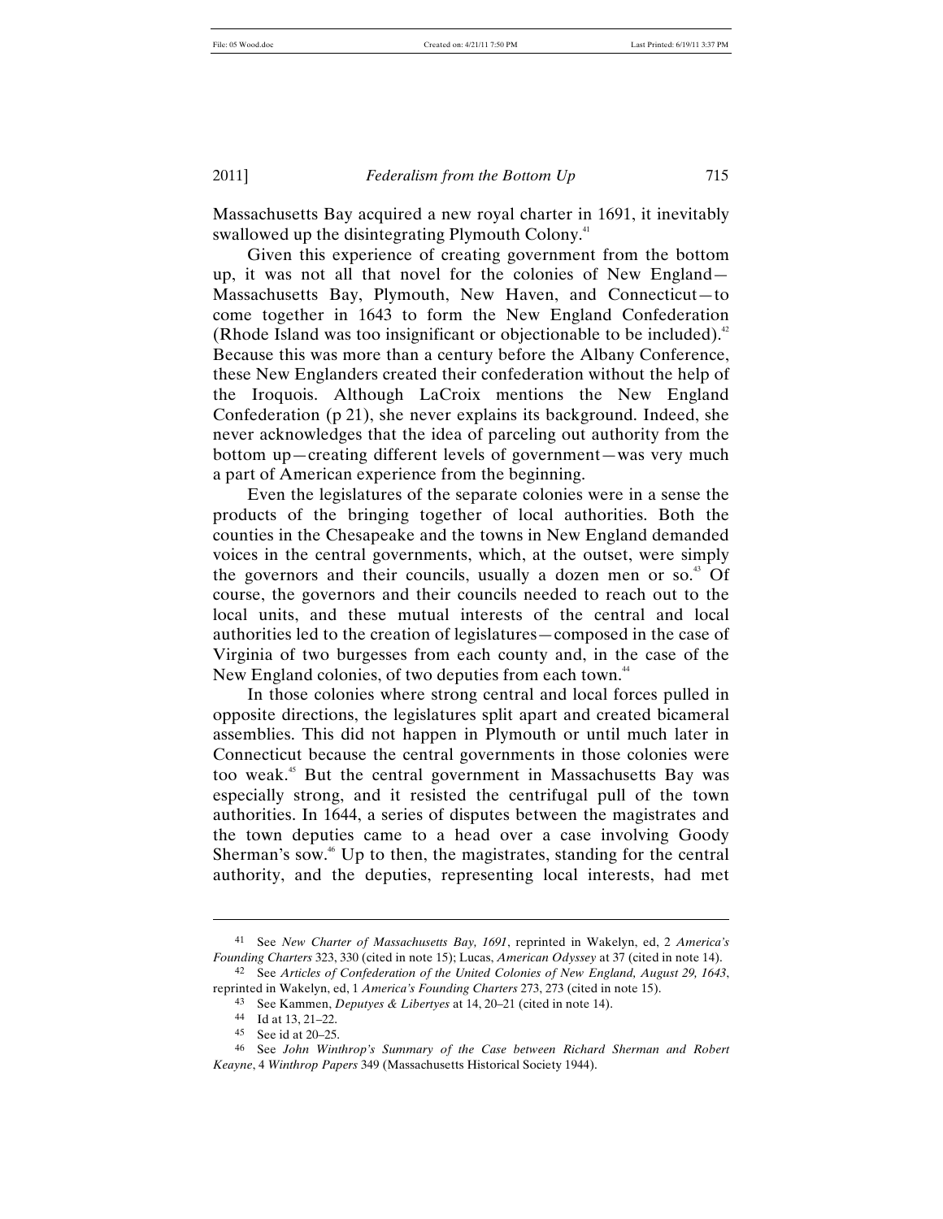Massachusetts Bay acquired a new royal charter in 1691, it inevitably swallowed up the disintegrating Plymouth Colony.[41]

Given this experience of creating government from the bottom up, it was not all that novel for the colonies of New England—Massachusetts Bay, Plymouth, New Haven, and Connecticut—to come together in 1643 to form the New England Confederation (Rhode Island was too insignificant or objectionable to be included).[42] Because this was more than a century before the Albany Conference, these New Englanders created their confederation without the help of the Iroquois. Although LaCroix mentions the New England Confederation (p 21), she never explains its background. Indeed, she never acknowledges that the idea of parceling out authority from the bottom up—creating different levels of government—was very much a part of American experience from the beginning.

Even the legislatures of the separate colonies were in a sense the products of the bringing together of local authorities. Both the counties in the Chesapeake and the towns in New England demanded voices in the central governments, which, at the outset, were simply the governors and their councils, usually a dozen men or so.[43] Of course, the governors and their councils needed to reach out to the local units, and these mutual interests of the central and local authorities led to the creation of legislatures—composed in the case of Virginia of two burgesses from each county and, in the case of the New England colonies, of two deputies from each town.[44]

In those colonies where strong central and local forces pulled in opposite directions, the legislatures split apart and created bicameral assemblies. This did not happen in Plymouth or until much later in Connecticut because the central governments in those colonies were too weak.[45] But the central government in Massachusetts Bay was especially strong, and it resisted the centrifugal pull of the town authorities. In 1644, a series of disputes between the magistrates and the town deputies came to a head over a case involving Goody Sherman's sow.[46] Up to then, the magistrates, standing for the central authority, and the deputies, representing local interests, had met

---

41 See *New Charter of Massachusetts Bay, 1691*, reprinted in Wakelyn, ed, 2 *America's Founding Charters* 323, 330 (cited in note 15); Lucas, *American Odyssey* at 37 (cited in note 14).

42 See *Articles of Confederation of the United Colonies of New England, August 29, 1643*, reprinted in Wakelyn, ed, 1 *America's Founding Charters* 273, 273 (cited in note 15).

43 See Kammen, *Deputyes & Libertyes* at 14, 20–21 (cited in note 14).

44 Id at 13, 21–22.

45 See id at 20–25.

46 See *John Winthrop's Summary of the Case between Richard Sherman and Robert Keayne*, 4 *Winthrop Papers* 349 (Massachusetts Historical Society 1944).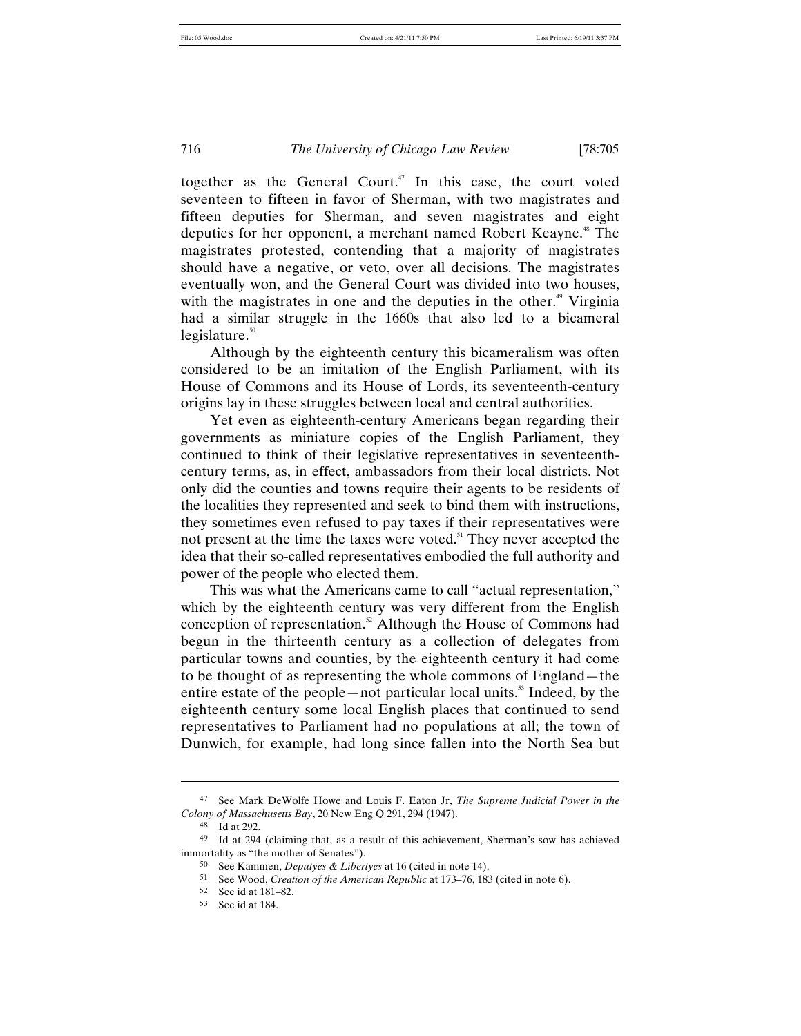together as the General Court.[47] In this case, the court voted seventeen to fifteen in favor of Sherman, with two magistrates and fifteen deputies for Sherman, and seven magistrates and eight deputies for her opponent, a merchant named Robert Keayne.[48] The magistrates protested, contending that a majority of magistrates should have a negative, or veto, over all decisions. The magistrates eventually won, and the General Court was divided into two houses, with the magistrates in one and the deputies in the other.[49] Virginia had a similar struggle in the 1660s that also led to a bicameral legislature.[50]

Although by the eighteenth century this bicameralism was often considered to be an imitation of the English Parliament, with its House of Commons and its House of Lords, its seventeenth-century origins lay in these struggles between local and central authorities.

Yet even as eighteenth-century Americans began regarding their governments as miniature copies of the English Parliament, they continued to think of their legislative representatives in seventeenth-century terms, as, in effect, ambassadors from their local districts. Not only did the counties and towns require their agents to be residents of the localities they represented and seek to bind them with instructions, they sometimes even refused to pay taxes if their representatives were not present at the time the taxes were voted.[51] They never accepted the idea that their so-called representatives embodied the full authority and power of the people who elected them.

This was what the Americans came to call "actual representation," which by the eighteenth century was very different from the English conception of representation.[52] Although the House of Commons had begun in the thirteenth century as a collection of delegates from particular towns and counties, by the eighteenth century it had come to be thought of as representing the whole commons of England—the entire estate of the people—not particular local units.[53] Indeed, by the eighteenth century some local English places that continued to send representatives to Parliament had no populations at all; the town of Dunwich, for example, had long since fallen into the North Sea but

---

47 See Mark DeWolfe Howe and Louis F. Eaton Jr, *The Supreme Judicial Power in the Colony of Massachusetts Bay*, 20 New Eng Q 291, 294 (1947).

48 Id at 292.

49 Id at 294 (claiming that, as a result of this achievement, Sherman's sow has achieved immortality as "the mother of Senates").

50 See Kammen, *Deputyes & Libertyes* at 16 (cited in note 14).

51 See Wood, *Creation of the American Republic* at 173–76, 183 (cited in note 6).

52 See id at 181–82.

53 See id at 184.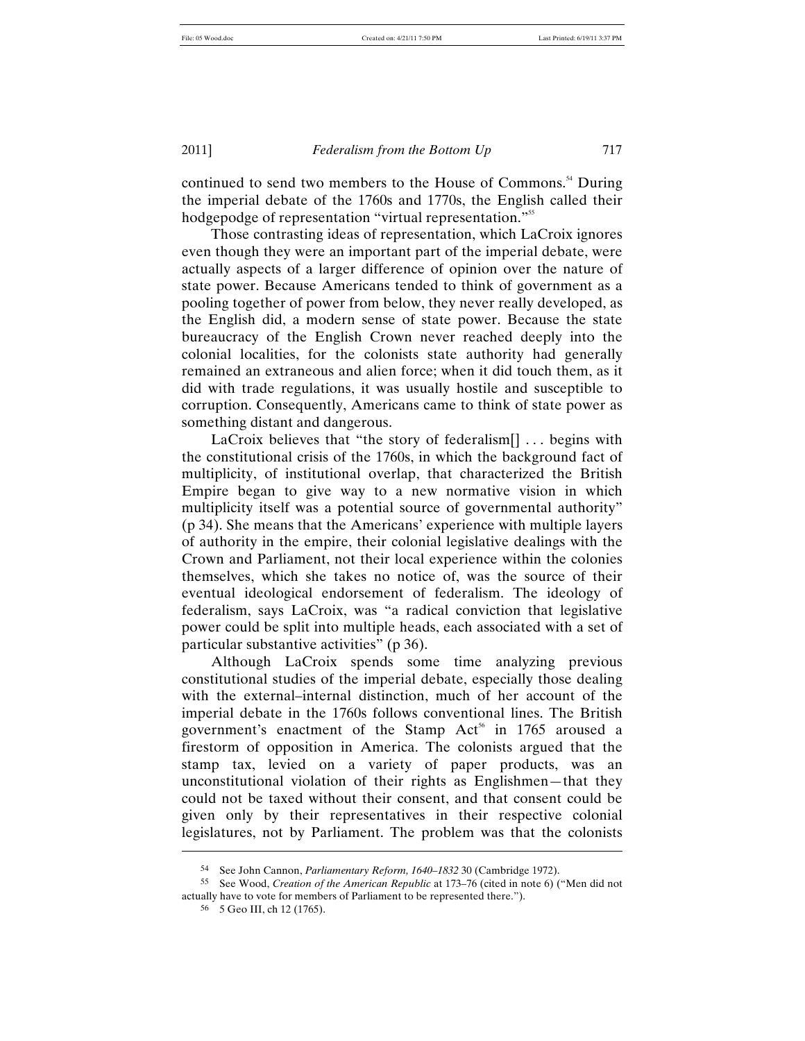continued to send two members to the House of Commons.[54] During the imperial debate of the 1760s and 1770s, the English called their hodgepodge of representation "virtual representation."[55]

Those contrasting ideas of representation, which LaCroix ignores even though they were an important part of the imperial debate, were actually aspects of a larger difference of opinion over the nature of state power. Because Americans tended to think of government as a pooling together of power from below, they never really developed, as the English did, a modern sense of state power. Because the state bureaucracy of the English Crown never reached deeply into the colonial localities, for the colonists state authority had generally remained an extraneous and alien force; when it did touch them, as it did with trade regulations, it was usually hostile and susceptible to corruption. Consequently, Americans came to think of state power as something distant and dangerous.

LaCroix believes that "the story of federalism[] . . . begins with the constitutional crisis of the 1760s, in which the background fact of multiplicity, of institutional overlap, that characterized the British Empire began to give way to a new normative vision in which multiplicity itself was a potential source of governmental authority" (p 34). She means that the Americans' experience with multiple layers of authority in the empire, their colonial legislative dealings with the Crown and Parliament, not their local experience within the colonies themselves, which she takes no notice of, was the source of their eventual ideological endorsement of federalism. The ideology of federalism, says LaCroix, was "a radical conviction that legislative power could be split into multiple heads, each associated with a set of particular substantive activities" (p 36).

Although LaCroix spends some time analyzing previous constitutional studies of the imperial debate, especially those dealing with the external–internal distinction, much of her account of the imperial debate in the 1760s follows conventional lines. The British government's enactment of the Stamp Act[56] in 1765 aroused a firestorm of opposition in America. The colonists argued that the stamp tax, levied on a variety of paper products, was an unconstitutional violation of their rights as Englishmen—that they could not be taxed without their consent, and that consent could be given only by their representatives in their respective colonial legislatures, not by Parliament. The problem was that the colonists

---

[54] See John Cannon, *Parliamentary Reform, 1640–1832* 30 (Cambridge 1972).

[55] See Wood, *Creation of the American Republic* at 173–76 (cited in note 6) ("Men did not actually have to vote for members of Parliament to be represented there.").

[56] 5 Geo III, ch 12 (1765).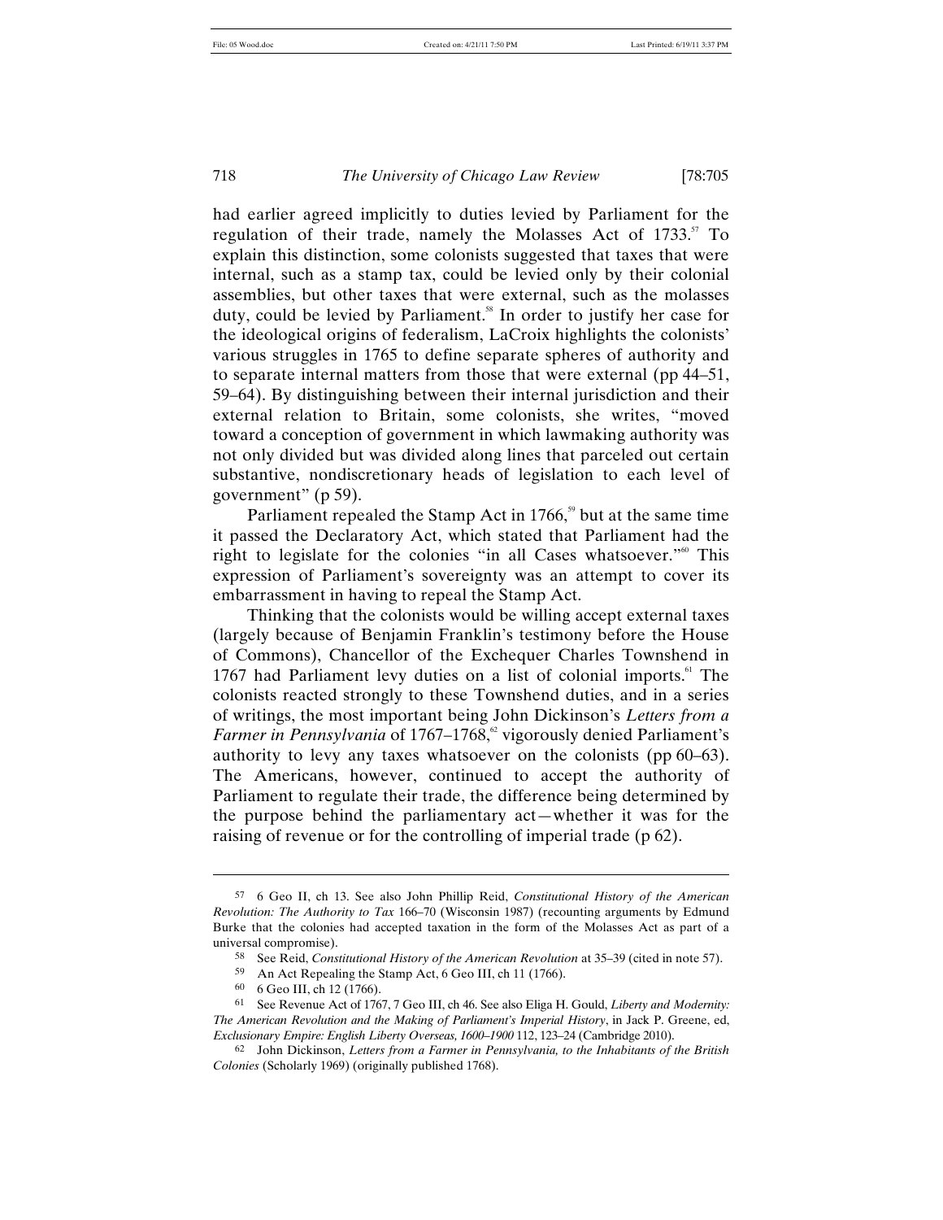had earlier agreed implicitly to duties levied by Parliament for the regulation of their trade, namely the Molasses Act of 1733.[57] To explain this distinction, some colonists suggested that taxes that were internal, such as a stamp tax, could be levied only by their colonial assemblies, but other taxes that were external, such as the molasses duty, could be levied by Parliament.[58] In order to justify her case for the ideological origins of federalism, LaCroix highlights the colonists' various struggles in 1765 to define separate spheres of authority and to separate internal matters from those that were external (pp 44–51, 59–64). By distinguishing between their internal jurisdiction and their external relation to Britain, some colonists, she writes, "moved toward a conception of government in which lawmaking authority was not only divided but was divided along lines that parceled out certain substantive, nondiscretionary heads of legislation to each level of government" (p 59).

Parliament repealed the Stamp Act in 1766,[59] but at the same time it passed the Declaratory Act, which stated that Parliament had the right to legislate for the colonies "in all Cases whatsoever."[60] This expression of Parliament's sovereignty was an attempt to cover its embarrassment in having to repeal the Stamp Act.

Thinking that the colonists would be willing accept external taxes (largely because of Benjamin Franklin's testimony before the House of Commons), Chancellor of the Exchequer Charles Townshend in 1767 had Parliament levy duties on a list of colonial imports.[61] The colonists reacted strongly to these Townshend duties, and in a series of writings, the most important being John Dickinson's *Letters from a Farmer in Pennsylvania* of 1767–1768,[62] vigorously denied Parliament's authority to levy any taxes whatsoever on the colonists (pp 60–63). The Americans, however, continued to accept the authority of Parliament to regulate their trade, the difference being determined by the purpose behind the parliamentary act—whether it was for the raising of revenue or for the controlling of imperial trade (p 62).

---

57 6 Geo II, ch 13. See also John Phillip Reid, *Constitutional History of the American Revolution: The Authority to Tax* 166–70 (Wisconsin 1987) (recounting arguments by Edmund Burke that the colonies had accepted taxation in the form of the Molasses Act as part of a universal compromise).

58 See Reid, *Constitutional History of the American Revolution* at 35–39 (cited in note 57).

59 An Act Repealing the Stamp Act, 6 Geo III, ch 11 (1766).

60 6 Geo III, ch 12 (1766).

61 See Revenue Act of 1767, 7 Geo III, ch 46. See also Eliga H. Gould, *Liberty and Modernity: The American Revolution and the Making of Parliament's Imperial History*, in Jack P. Greene, ed, *Exclusionary Empire: English Liberty Overseas, 1600–1900* 112, 123–24 (Cambridge 2010).

62 John Dickinson, *Letters from a Farmer in Pennsylvania, to the Inhabitants of the British Colonies* (Scholarly 1969) (originally published 1768).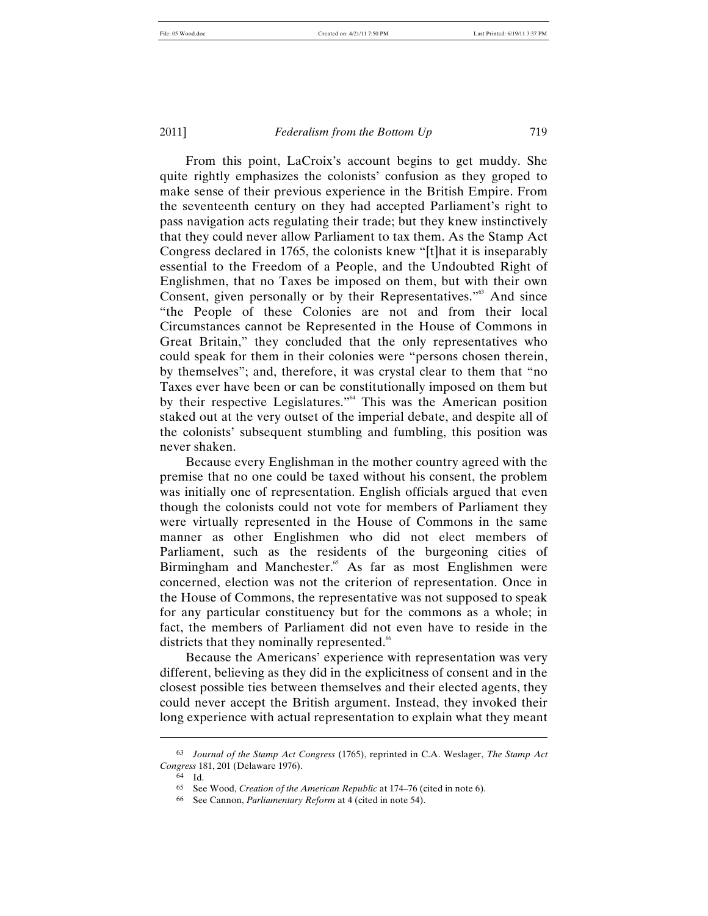From this point, LaCroix's account begins to get muddy. She quite rightly emphasizes the colonists' confusion as they groped to make sense of their previous experience in the British Empire. From the seventeenth century on they had accepted Parliament's right to pass navigation acts regulating their trade; but they knew instinctively that they could never allow Parliament to tax them. As the Stamp Act Congress declared in 1765, the colonists knew "[t]hat it is inseparably essential to the Freedom of a People, and the Undoubted Right of Englishmen, that no Taxes be imposed on them, but with their own Consent, given personally or by their Representatives."[63] And since "the People of these Colonies are not and from their local Circumstances cannot be Represented in the House of Commons in Great Britain," they concluded that the only representatives who could speak for them in their colonies were "persons chosen therein, by themselves"; and, therefore, it was crystal clear to them that "no Taxes ever have been or can be constitutionally imposed on them but by their respective Legislatures."[64] This was the American position staked out at the very outset of the imperial debate, and despite all of the colonists' subsequent stumbling and fumbling, this position was never shaken.

Because every Englishman in the mother country agreed with the premise that no one could be taxed without his consent, the problem was initially one of representation. English officials argued that even though the colonists could not vote for members of Parliament they were virtually represented in the House of Commons in the same manner as other Englishmen who did not elect members of Parliament, such as the residents of the burgeoning cities of Birmingham and Manchester.[65] As far as most Englishmen were concerned, election was not the criterion of representation. Once in the House of Commons, the representative was not supposed to speak for any particular constituency but for the commons as a whole; in fact, the members of Parliament did not even have to reside in the districts that they nominally represented.[66]

Because the Americans' experience with representation was very different, believing as they did in the explicitness of consent and in the closest possible ties between themselves and their elected agents, they could never accept the British argument. Instead, they invoked their long experience with actual representation to explain what they meant

---

63 *Journal of the Stamp Act Congress* (1765), reprinted in C.A. Weslager, *The Stamp Act Congress* 181, 201 (Delaware 1976).

64 Id.

65 See Wood, *Creation of the American Republic* at 174–76 (cited in note 6).

66 See Cannon, *Parliamentary Reform* at 4 (cited in note 54).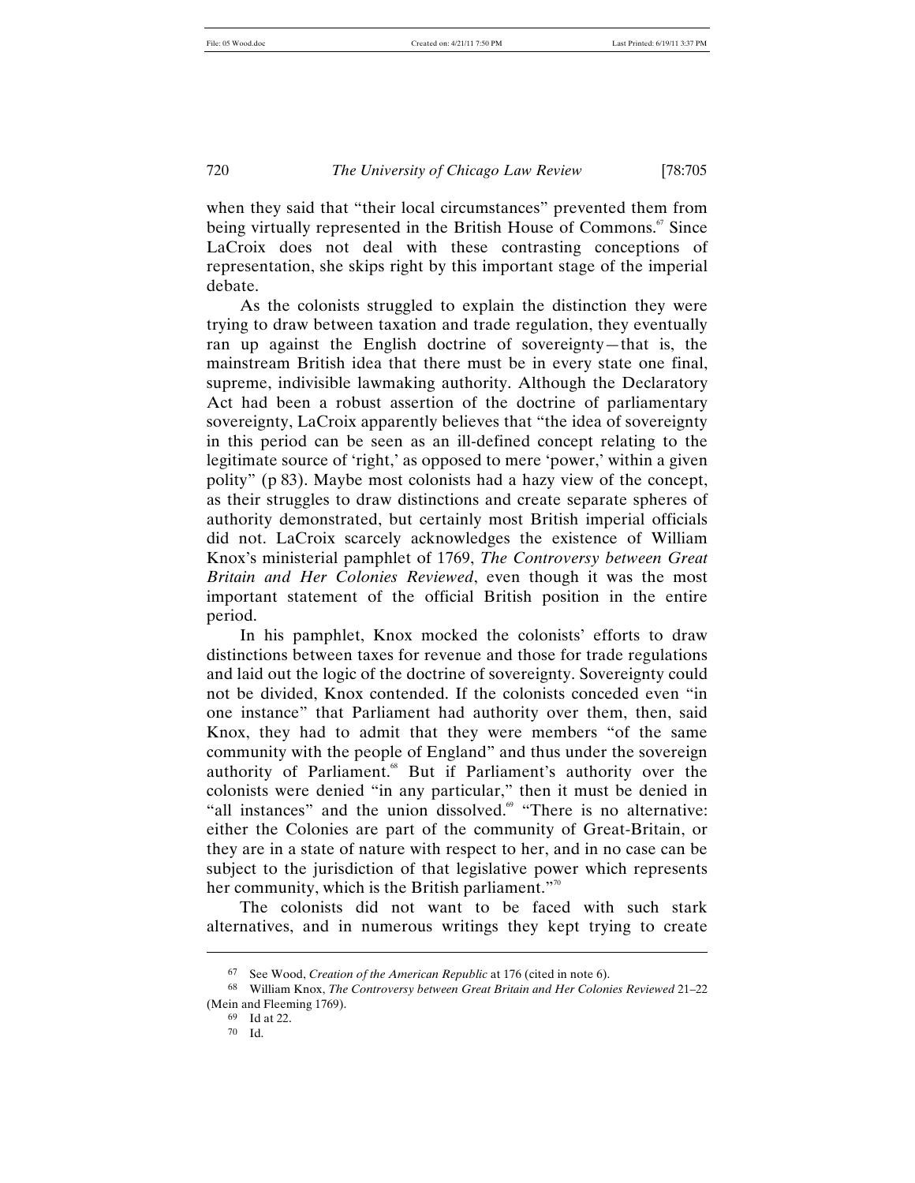when they said that "their local circumstances" prevented them from being virtually represented in the British House of Commons.[67] Since LaCroix does not deal with these contrasting conceptions of representation, she skips right by this important stage of the imperial debate.

As the colonists struggled to explain the distinction they were trying to draw between taxation and trade regulation, they eventually ran up against the English doctrine of sovereignty—that is, the mainstream British idea that there must be in every state one final, supreme, indivisible lawmaking authority. Although the Declaratory Act had been a robust assertion of the doctrine of parliamentary sovereignty, LaCroix apparently believes that "the idea of sovereignty in this period can be seen as an ill-defined concept relating to the legitimate source of 'right,' as opposed to mere 'power,' within a given polity" (p 83). Maybe most colonists had a hazy view of the concept, as their struggles to draw distinctions and create separate spheres of authority demonstrated, but certainly most British imperial officials did not. LaCroix scarcely acknowledges the existence of William Knox's ministerial pamphlet of 1769, *The Controversy between Great Britain and Her Colonies Reviewed*, even though it was the most important statement of the official British position in the entire period.

In his pamphlet, Knox mocked the colonists' efforts to draw distinctions between taxes for revenue and those for trade regulations and laid out the logic of the doctrine of sovereignty. Sovereignty could not be divided, Knox contended. If the colonists conceded even "in one instance" that Parliament had authority over them, then, said Knox, they had to admit that they were members "of the same community with the people of England" and thus under the sovereign authority of Parliament.[68] But if Parliament's authority over the colonists were denied "in any particular," then it must be denied in "all instances" and the union dissolved.[69] "There is no alternative: either the Colonies are part of the community of Great-Britain, or they are in a state of nature with respect to her, and in no case can be subject to the jurisdiction of that legislative power which represents her community, which is the British parliament."[70]

The colonists did not want to be faced with such stark alternatives, and in numerous writings they kept trying to create

---

[67] See Wood, *Creation of the American Republic* at 176 (cited in note 6).

[68] William Knox, *The Controversy between Great Britain and Her Colonies Reviewed* 21–22 (Mein and Fleeming 1769).

[69] Id at 22.

[70] Id.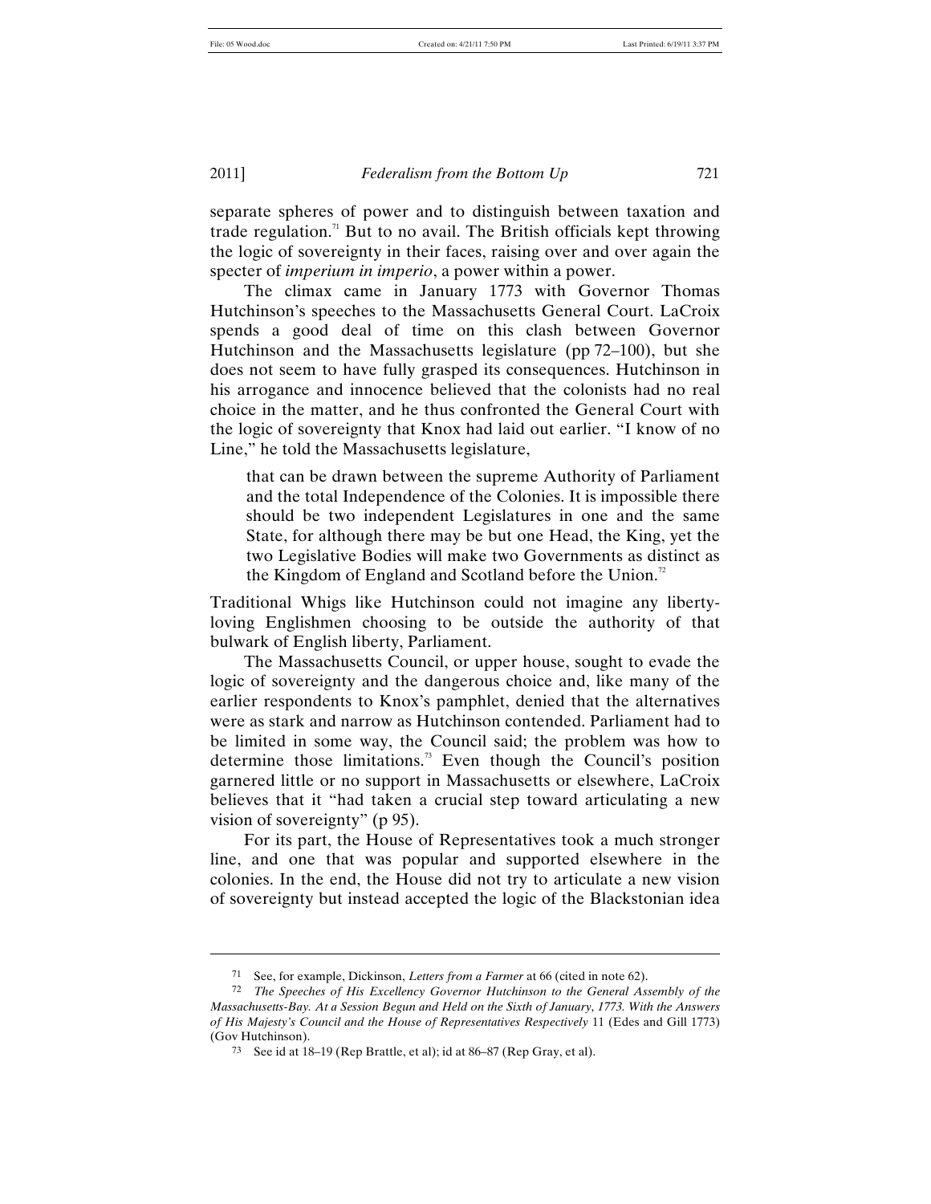separate spheres of power and to distinguish between taxation and trade regulation.[71] But to no avail. The British officials kept throwing the logic of sovereignty in their faces, raising over and over again the specter of *imperium in imperio*, a power within a power.

The climax came in January 1773 with Governor Thomas Hutchinson's speeches to the Massachusetts General Court. LaCroix spends a good deal of time on this clash between Governor Hutchinson and the Massachusetts legislature (pp 72–100), but she does not seem to have fully grasped its consequences. Hutchinson in his arrogance and innocence believed that the colonists had no real choice in the matter, and he thus confronted the General Court with the logic of sovereignty that Knox had laid out earlier. "I know of no Line," he told the Massachusetts legislature,

> that can be drawn between the supreme Authority of Parliament and the total Independence of the Colonies. It is impossible there should be two independent Legislatures in one and the same State, for although there may be but one Head, the King, yet the two Legislative Bodies will make two Governments as distinct as the Kingdom of England and Scotland before the Union.[72]

Traditional Whigs like Hutchinson could not imagine any liberty-loving Englishmen choosing to be outside the authority of that bulwark of English liberty, Parliament.

The Massachusetts Council, or upper house, sought to evade the logic of sovereignty and the dangerous choice and, like many of the earlier respondents to Knox's pamphlet, denied that the alternatives were as stark and narrow as Hutchinson contended. Parliament had to be limited in some way, the Council said; the problem was how to determine those limitations.[73] Even though the Council's position garnered little or no support in Massachusetts or elsewhere, LaCroix believes that it "had taken a crucial step toward articulating a new vision of sovereignty" (p 95).

For its part, the House of Representatives took a much stronger line, and one that was popular and supported elsewhere in the colonies. In the end, the House did not try to articulate a new vision of sovereignty but instead accepted the logic of the Blackstonian idea

---

[71] See, for example, Dickinson, *Letters from a Farmer* at 66 (cited in note 62).

[72] *The Speeches of His Excellency Governor Hutchinson to the General Assembly of the Massachusetts-Bay. At a Session Begun and Held on the Sixth of January, 1773. With the Answers of His Majesty's Council and the House of Representatives Respectively* 11 (Edes and Gill 1773) (Gov Hutchinson).

[73] See id at 18–19 (Rep Brattle, et al); id at 86–87 (Rep Gray, et al).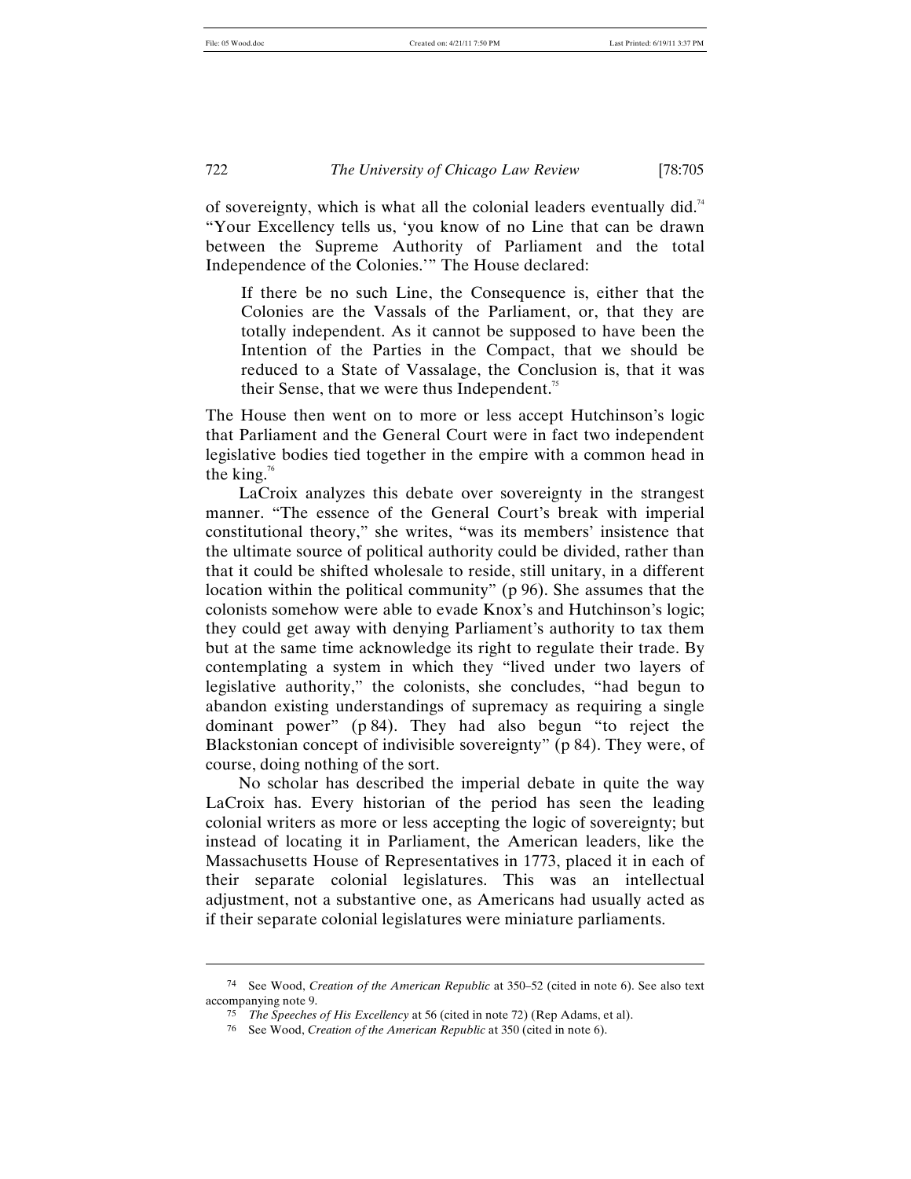of sovereignty, which is what all the colonial leaders eventually did.[74] "Your Excellency tells us, 'you know of no Line that can be drawn between the Supreme Authority of Parliament and the total Independence of the Colonies.'" The House declared:

> If there be no such Line, the Consequence is, either that the Colonies are the Vassals of the Parliament, or, that they are totally independent. As it cannot be supposed to have been the Intention of the Parties in the Compact, that we should be reduced to a State of Vassalage, the Conclusion is, that it was their Sense, that we were thus Independent.[75]

The House then went on to more or less accept Hutchinson's logic that Parliament and the General Court were in fact two independent legislative bodies tied together in the empire with a common head in the king.[76]

LaCroix analyzes this debate over sovereignty in the strangest manner. "The essence of the General Court's break with imperial constitutional theory," she writes, "was its members' insistence that the ultimate source of political authority could be divided, rather than that it could be shifted wholesale to reside, still unitary, in a different location within the political community" (p 96). She assumes that the colonists somehow were able to evade Knox's and Hutchinson's logic; they could get away with denying Parliament's authority to tax them but at the same time acknowledge its right to regulate their trade. By contemplating a system in which they "lived under two layers of legislative authority," the colonists, she concludes, "had begun to abandon existing understandings of supremacy as requiring a single dominant power" (p 84). They had also begun "to reject the Blackstonian concept of indivisible sovereignty" (p 84). They were, of course, doing nothing of the sort.

No scholar has described the imperial debate in quite the way LaCroix has. Every historian of the period has seen the leading colonial writers as more or less accepting the logic of sovereignty; but instead of locating it in Parliament, the American leaders, like the Massachusetts House of Representatives in 1773, placed it in each of their separate colonial legislatures. This was an intellectual adjustment, not a substantive one, as Americans had usually acted as if their separate colonial legislatures were miniature parliaments.

---

[74] See Wood, *Creation of the American Republic* at 350–52 (cited in note 6). See also text accompanying note 9.

[75] *The Speeches of His Excellency* at 56 (cited in note 72) (Rep Adams, et al).

[76] See Wood, *Creation of the American Republic* at 350 (cited in note 6).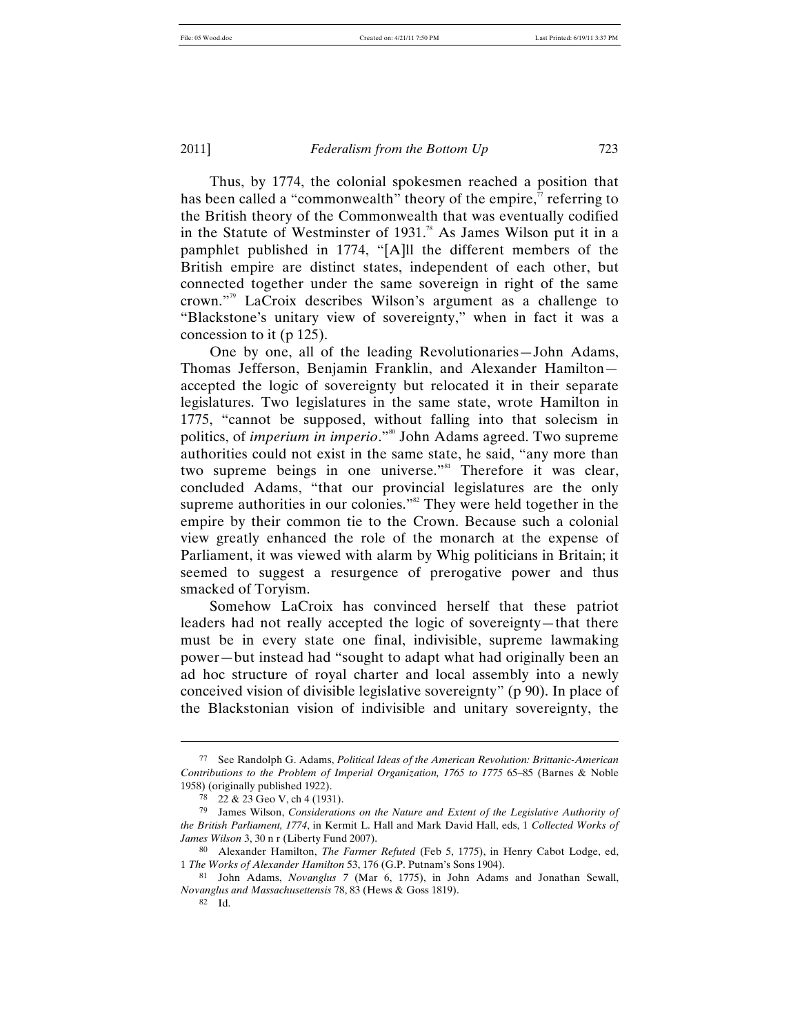Thus, by 1774, the colonial spokesmen reached a position that has been called a "commonwealth" theory of the empire,[77] referring to the British theory of the Commonwealth that was eventually codified in the Statute of Westminster of 1931.[78] As James Wilson put it in a pamphlet published in 1774, "[A]ll the different members of the British empire are distinct states, independent of each other, but connected together under the same sovereign in right of the same crown."[79] LaCroix describes Wilson's argument as a challenge to "Blackstone's unitary view of sovereignty," when in fact it was a concession to it (p 125).

One by one, all of the leading Revolutionaries—John Adams, Thomas Jefferson, Benjamin Franklin, and Alexander Hamilton—accepted the logic of sovereignty but relocated it in their separate legislatures. Two legislatures in the same state, wrote Hamilton in 1775, "cannot be supposed, without falling into that solecism in politics, of *imperium in imperio*."[80] John Adams agreed. Two supreme authorities could not exist in the same state, he said, "any more than two supreme beings in one universe."[81] Therefore it was clear, concluded Adams, "that our provincial legislatures are the only supreme authorities in our colonies."[82] They were held together in the empire by their common tie to the Crown. Because such a colonial view greatly enhanced the role of the monarch at the expense of Parliament, it was viewed with alarm by Whig politicians in Britain; it seemed to suggest a resurgence of prerogative power and thus smacked of Toryism.

Somehow LaCroix has convinced herself that these patriot leaders had not really accepted the logic of sovereignty—that there must be in every state one final, indivisible, supreme lawmaking power—but instead had "sought to adapt what had originally been an ad hoc structure of royal charter and local assembly into a newly conceived vision of divisible legislative sovereignty" (p 90). In place of the Blackstonian vision of indivisible and unitary sovereignty, the

---

77 See Randolph G. Adams, *Political Ideas of the American Revolution: Brittanic-American Contributions to the Problem of Imperial Organization, 1765 to 1775* 65–85 (Barnes & Noble 1958) (originally published 1922).

78 22 & 23 Geo V, ch 4 (1931).

79 James Wilson, *Considerations on the Nature and Extent of the Legislative Authority of the British Parliament, 1774*, in Kermit L. Hall and Mark David Hall, eds, 1 *Collected Works of James Wilson* 3, 30 n r (Liberty Fund 2007).

80 Alexander Hamilton, *The Farmer Refuted* (Feb 5, 1775), in Henry Cabot Lodge, ed, 1 *The Works of Alexander Hamilton* 53, 176 (G.P. Putnam's Sons 1904).

81 John Adams, *Novanglus 7* (Mar 6, 1775), in John Adams and Jonathan Sewall, *Novanglus and Massachusettensis* 78, 83 (Hews & Goss 1819).

82 Id.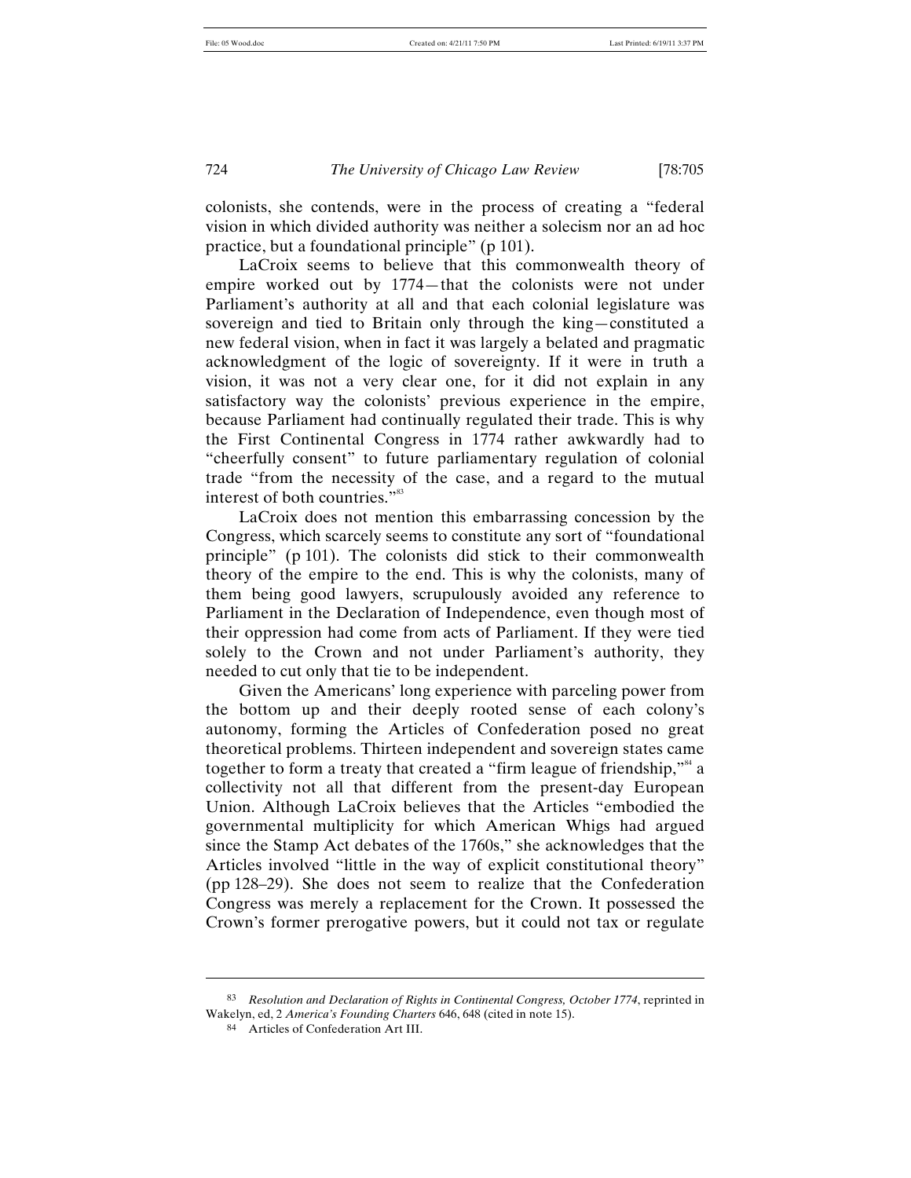colonists, she contends, were in the process of creating a "federal vision in which divided authority was neither a solecism nor an ad hoc practice, but a foundational principle" (p 101).

LaCroix seems to believe that this commonwealth theory of empire worked out by 1774—that the colonists were not under Parliament's authority at all and that each colonial legislature was sovereign and tied to Britain only through the king—constituted a new federal vision, when in fact it was largely a belated and pragmatic acknowledgment of the logic of sovereignty. If it were in truth a vision, it was not a very clear one, for it did not explain in any satisfactory way the colonists' previous experience in the empire, because Parliament had continually regulated their trade. This is why the First Continental Congress in 1774 rather awkwardly had to "cheerfully consent" to future parliamentary regulation of colonial trade "from the necessity of the case, and a regard to the mutual interest of both countries."[83]

LaCroix does not mention this embarrassing concession by the Congress, which scarcely seems to constitute any sort of "foundational principle" (p 101). The colonists did stick to their commonwealth theory of the empire to the end. This is why the colonists, many of them being good lawyers, scrupulously avoided any reference to Parliament in the Declaration of Independence, even though most of their oppression had come from acts of Parliament. If they were tied solely to the Crown and not under Parliament's authority, they needed to cut only that tie to be independent.

Given the Americans' long experience with parceling power from the bottom up and their deeply rooted sense of each colony's autonomy, forming the Articles of Confederation posed no great theoretical problems. Thirteen independent and sovereign states came together to form a treaty that created a "firm league of friendship,"[84] a collectivity not all that different from the present-day European Union. Although LaCroix believes that the Articles "embodied the governmental multiplicity for which American Whigs had argued since the Stamp Act debates of the 1760s," she acknowledges that the Articles involved "little in the way of explicit constitutional theory" (pp 128–29). She does not seem to realize that the Confederation Congress was merely a replacement for the Crown. It possessed the Crown's former prerogative powers, but it could not tax or regulate

---

[83] *Resolution and Declaration of Rights in Continental Congress, October 1774*, reprinted in Wakelyn, ed, 2 *America's Founding Charters* 646, 648 (cited in note 15).

[84] Articles of Confederation Art III.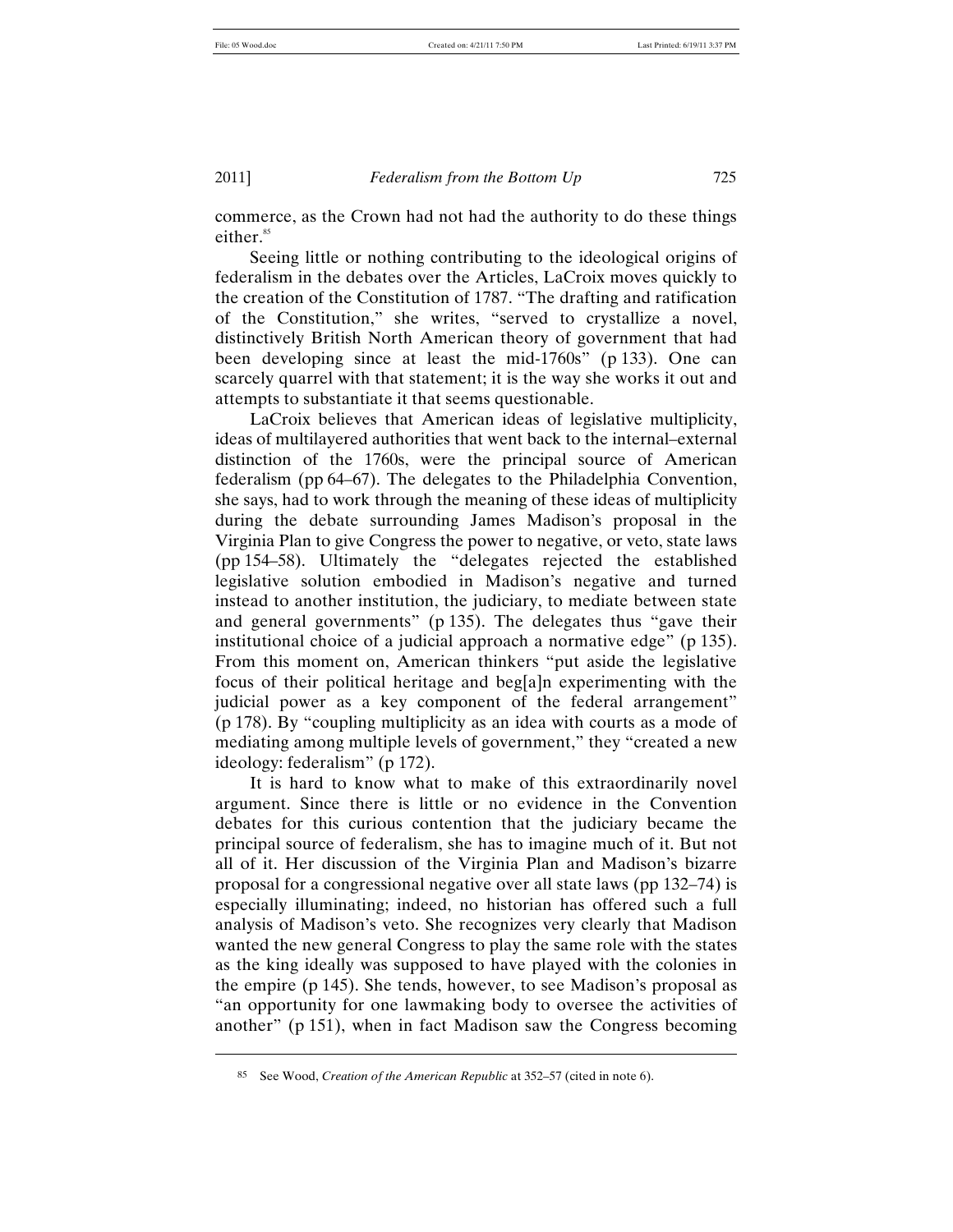commerce, as the Crown had not had the authority to do these things either.[85]

Seeing little or nothing contributing to the ideological origins of federalism in the debates over the Articles, LaCroix moves quickly to the creation of the Constitution of 1787. "The drafting and ratification of the Constitution," she writes, "served to crystallize a novel, distinctively British North American theory of government that had been developing since at least the mid-1760s" (p 133). One can scarcely quarrel with that statement; it is the way she works it out and attempts to substantiate it that seems questionable.

LaCroix believes that American ideas of legislative multiplicity, ideas of multilayered authorities that went back to the internal–external distinction of the 1760s, were the principal source of American federalism (pp 64–67). The delegates to the Philadelphia Convention, she says, had to work through the meaning of these ideas of multiplicity during the debate surrounding James Madison's proposal in the Virginia Plan to give Congress the power to negative, or veto, state laws (pp 154–58). Ultimately the "delegates rejected the established legislative solution embodied in Madison's negative and turned instead to another institution, the judiciary, to mediate between state and general governments" (p 135). The delegates thus "gave their institutional choice of a judicial approach a normative edge" (p 135). From this moment on, American thinkers "put aside the legislative focus of their political heritage and beg[a]n experimenting with the judicial power as a key component of the federal arrangement" (p 178). By "coupling multiplicity as an idea with courts as a mode of mediating among multiple levels of government," they "created a new ideology: federalism" (p 172).

It is hard to know what to make of this extraordinarily novel argument. Since there is little or no evidence in the Convention debates for this curious contention that the judiciary became the principal source of federalism, she has to imagine much of it. But not all of it. Her discussion of the Virginia Plan and Madison's bizarre proposal for a congressional negative over all state laws (pp 132–74) is especially illuminating; indeed, no historian has offered such a full analysis of Madison's veto. She recognizes very clearly that Madison wanted the new general Congress to play the same role with the states as the king ideally was supposed to have played with the colonies in the empire (p 145). She tends, however, to see Madison's proposal as "an opportunity for one lawmaking body to oversee the activities of another" (p 151), when in fact Madison saw the Congress becoming

---

[85] See Wood, *Creation of the American Republic* at 352–57 (cited in note 6).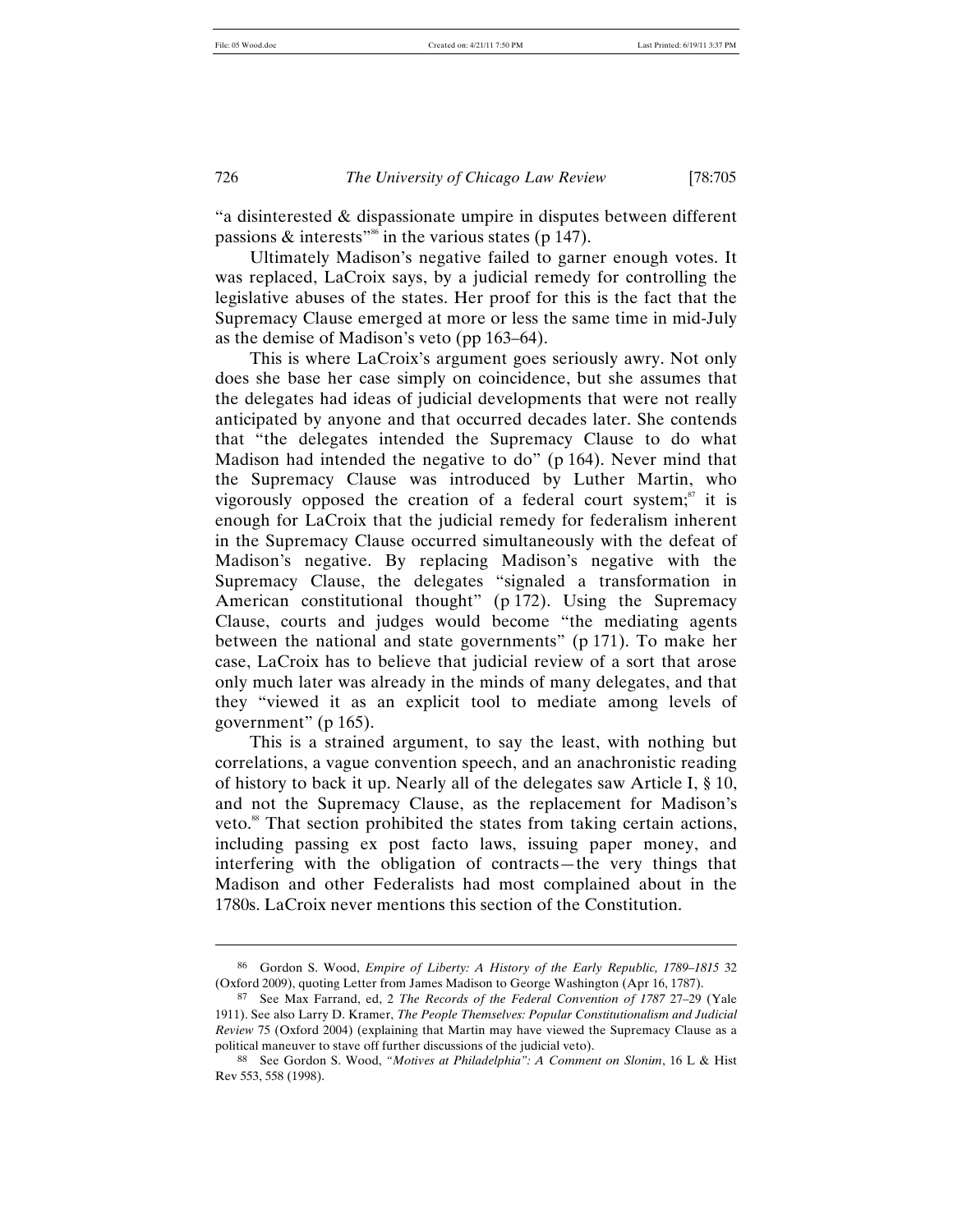"a disinterested & dispassionate umpire in disputes between different passions & interests"[86] in the various states (p 147).

Ultimately Madison's negative failed to garner enough votes. It was replaced, LaCroix says, by a judicial remedy for controlling the legislative abuses of the states. Her proof for this is the fact that the Supremacy Clause emerged at more or less the same time in mid-July as the demise of Madison's veto (pp 163–64).

This is where LaCroix's argument goes seriously awry. Not only does she base her case simply on coincidence, but she assumes that the delegates had ideas of judicial developments that were not really anticipated by anyone and that occurred decades later. She contends that "the delegates intended the Supremacy Clause to do what Madison had intended the negative to do" (p 164). Never mind that the Supremacy Clause was introduced by Luther Martin, who vigorously opposed the creation of a federal court system;[87] it is enough for LaCroix that the judicial remedy for federalism inherent in the Supremacy Clause occurred simultaneously with the defeat of Madison's negative. By replacing Madison's negative with the Supremacy Clause, the delegates "signaled a transformation in American constitutional thought" (p 172). Using the Supremacy Clause, courts and judges would become "the mediating agents between the national and state governments" (p 171). To make her case, LaCroix has to believe that judicial review of a sort that arose only much later was already in the minds of many delegates, and that they "viewed it as an explicit tool to mediate among levels of government" (p 165).

This is a strained argument, to say the least, with nothing but correlations, a vague convention speech, and an anachronistic reading of history to back it up. Nearly all of the delegates saw Article I, § 10, and not the Supremacy Clause, as the replacement for Madison's veto.[88] That section prohibited the states from taking certain actions, including passing ex post facto laws, issuing paper money, and interfering with the obligation of contracts—the very things that Madison and other Federalists had most complained about in the 1780s. LaCroix never mentions this section of the Constitution.

---

86 Gordon S. Wood, *Empire of Liberty: A History of the Early Republic, 1789–1815* 32 (Oxford 2009), quoting Letter from James Madison to George Washington (Apr 16, 1787).

87 See Max Farrand, ed, 2 *The Records of the Federal Convention of 1787* 27–29 (Yale 1911). See also Larry D. Kramer, *The People Themselves: Popular Constitutionalism and Judicial Review* 75 (Oxford 2004) (explaining that Martin may have viewed the Supremacy Clause as a political maneuver to stave off further discussions of the judicial veto).

88 See Gordon S. Wood, *"Motives at Philadelphia": A Comment on Slonim*, 16 L & Hist Rev 553, 558 (1998).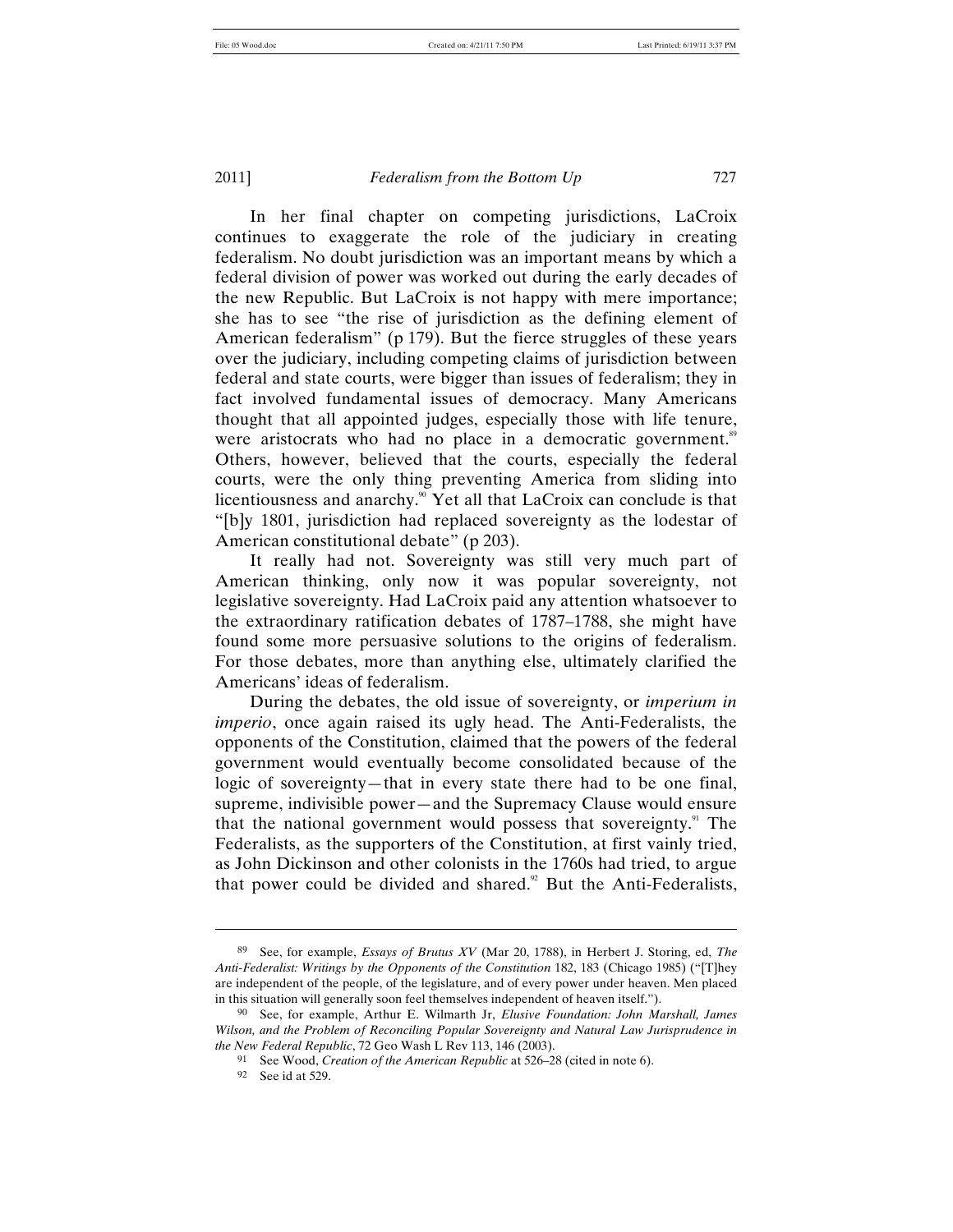In her final chapter on competing jurisdictions, LaCroix continues to exaggerate the role of the judiciary in creating federalism. No doubt jurisdiction was an important means by which a federal division of power was worked out during the early decades of the new Republic. But LaCroix is not happy with mere importance; she has to see "the rise of jurisdiction as the defining element of American federalism" (p 179). But the fierce struggles of these years over the judiciary, including competing claims of jurisdiction between federal and state courts, were bigger than issues of federalism; they in fact involved fundamental issues of democracy. Many Americans thought that all appointed judges, especially those with life tenure, were aristocrats who had no place in a democratic government.[89] Others, however, believed that the courts, especially the federal courts, were the only thing preventing America from sliding into licentiousness and anarchy.[90] Yet all that LaCroix can conclude is that "[b]y 1801, jurisdiction had replaced sovereignty as the lodestar of American constitutional debate" (p 203).

It really had not. Sovereignty was still very much part of American thinking, only now it was popular sovereignty, not legislative sovereignty. Had LaCroix paid any attention whatsoever to the extraordinary ratification debates of 1787–1788, she might have found some more persuasive solutions to the origins of federalism. For those debates, more than anything else, ultimately clarified the Americans' ideas of federalism.

During the debates, the old issue of sovereignty, or *imperium in imperio*, once again raised its ugly head. The Anti-Federalists, the opponents of the Constitution, claimed that the powers of the federal government would eventually become consolidated because of the logic of sovereignty—that in every state there had to be one final, supreme, indivisible power—and the Supremacy Clause would ensure that the national government would possess that sovereignty.[91] The Federalists, as the supporters of the Constitution, at first vainly tried, as John Dickinson and other colonists in the 1760s had tried, to argue that power could be divided and shared.[92] But the Anti-Federalists,

---

89 See, for example, *Essays of Brutus XV* (Mar 20, 1788), in Herbert J. Storing, ed, *The Anti-Federalist: Writings by the Opponents of the Constitution* 182, 183 (Chicago 1985) ("[T]hey are independent of the people, of the legislature, and of every power under heaven. Men placed in this situation will generally soon feel themselves independent of heaven itself.").

90 See, for example, Arthur E. Wilmarth Jr, *Elusive Foundation: John Marshall, James Wilson, and the Problem of Reconciling Popular Sovereignty and Natural Law Jurisprudence in the New Federal Republic*, 72 Geo Wash L Rev 113, 146 (2003).

91 See Wood, *Creation of the American Republic* at 526–28 (cited in note 6).

92 See id at 529.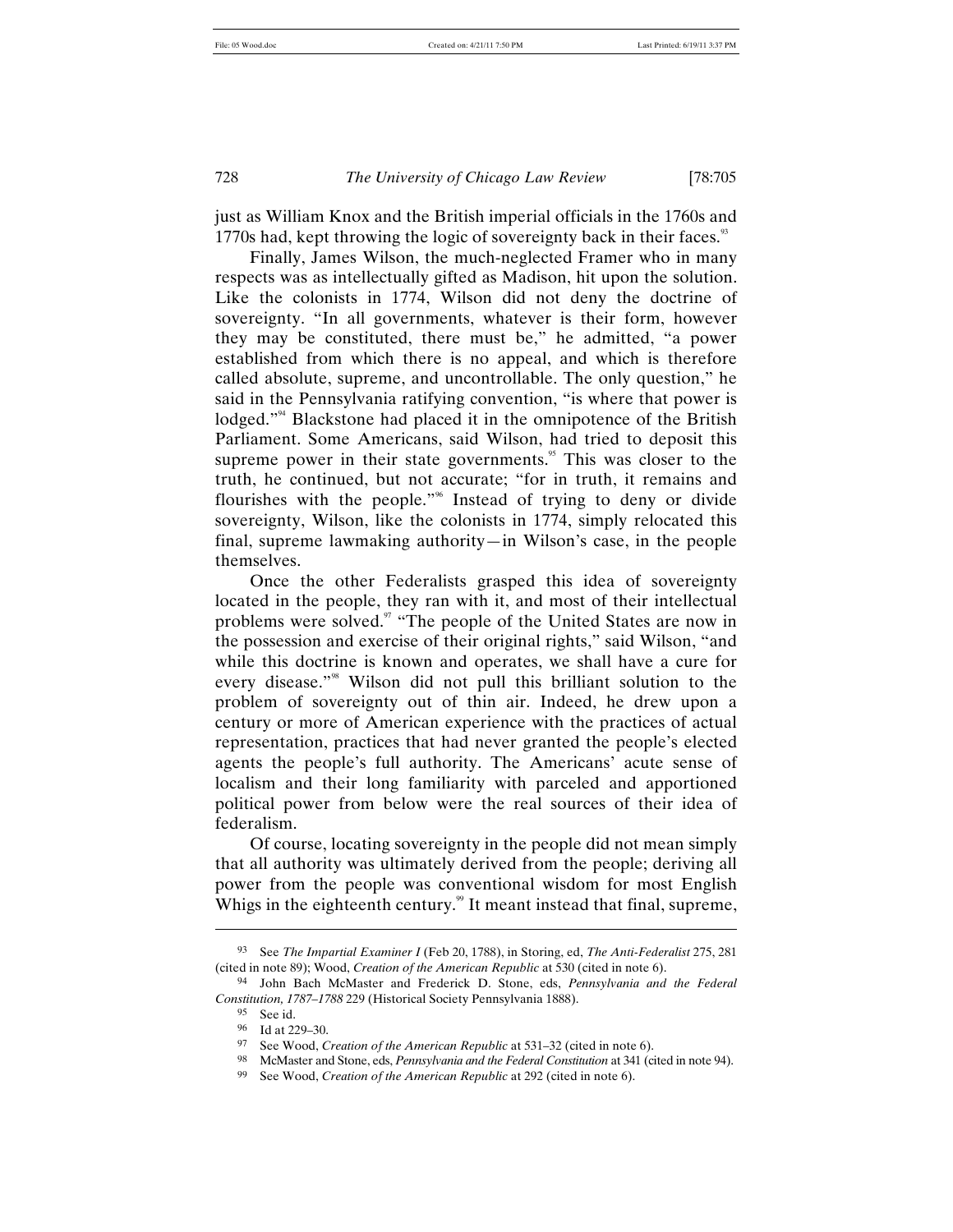just as William Knox and the British imperial officials in the 1760s and 1770s had, kept throwing the logic of sovereignty back in their faces.[93]

Finally, James Wilson, the much-neglected Framer who in many respects was as intellectually gifted as Madison, hit upon the solution. Like the colonists in 1774, Wilson did not deny the doctrine of sovereignty. "In all governments, whatever is their form, however they may be constituted, there must be," he admitted, "a power established from which there is no appeal, and which is therefore called absolute, supreme, and uncontrollable. The only question," he said in the Pennsylvania ratifying convention, "is where that power is lodged."[94] Blackstone had placed it in the omnipotence of the British Parliament. Some Americans, said Wilson, had tried to deposit this supreme power in their state governments.[95] This was closer to the truth, he continued, but not accurate; "for in truth, it remains and flourishes with the people."[96] Instead of trying to deny or divide sovereignty, Wilson, like the colonists in 1774, simply relocated this final, supreme lawmaking authority—in Wilson's case, in the people themselves.

Once the other Federalists grasped this idea of sovereignty located in the people, they ran with it, and most of their intellectual problems were solved.[97] "The people of the United States are now in the possession and exercise of their original rights," said Wilson, "and while this doctrine is known and operates, we shall have a cure for every disease."[98] Wilson did not pull this brilliant solution to the problem of sovereignty out of thin air. Indeed, he drew upon a century or more of American experience with the practices of actual representation, practices that had never granted the people's elected agents the people's full authority. The Americans' acute sense of localism and their long familiarity with parceled and apportioned political power from below were the real sources of their idea of federalism.

Of course, locating sovereignty in the people did not mean simply that all authority was ultimately derived from the people; deriving all power from the people was conventional wisdom for most English Whigs in the eighteenth century.[99] It meant instead that final, supreme,

---

93 See *The Impartial Examiner I* (Feb 20, 1788), in Storing, ed, *The Anti-Federalist* 275, 281 (cited in note 89); Wood, *Creation of the American Republic* at 530 (cited in note 6).

94 John Bach McMaster and Frederick D. Stone, eds, *Pennsylvania and the Federal Constitution, 1787–1788* 229 (Historical Society Pennsylvania 1888).

95 See id.

96 Id at 229–30.

97 See Wood, *Creation of the American Republic* at 531–32 (cited in note 6).

98 McMaster and Stone, eds, *Pennsylvania and the Federal Constitution* at 341 (cited in note 94).

99 See Wood, *Creation of the American Republic* at 292 (cited in note 6).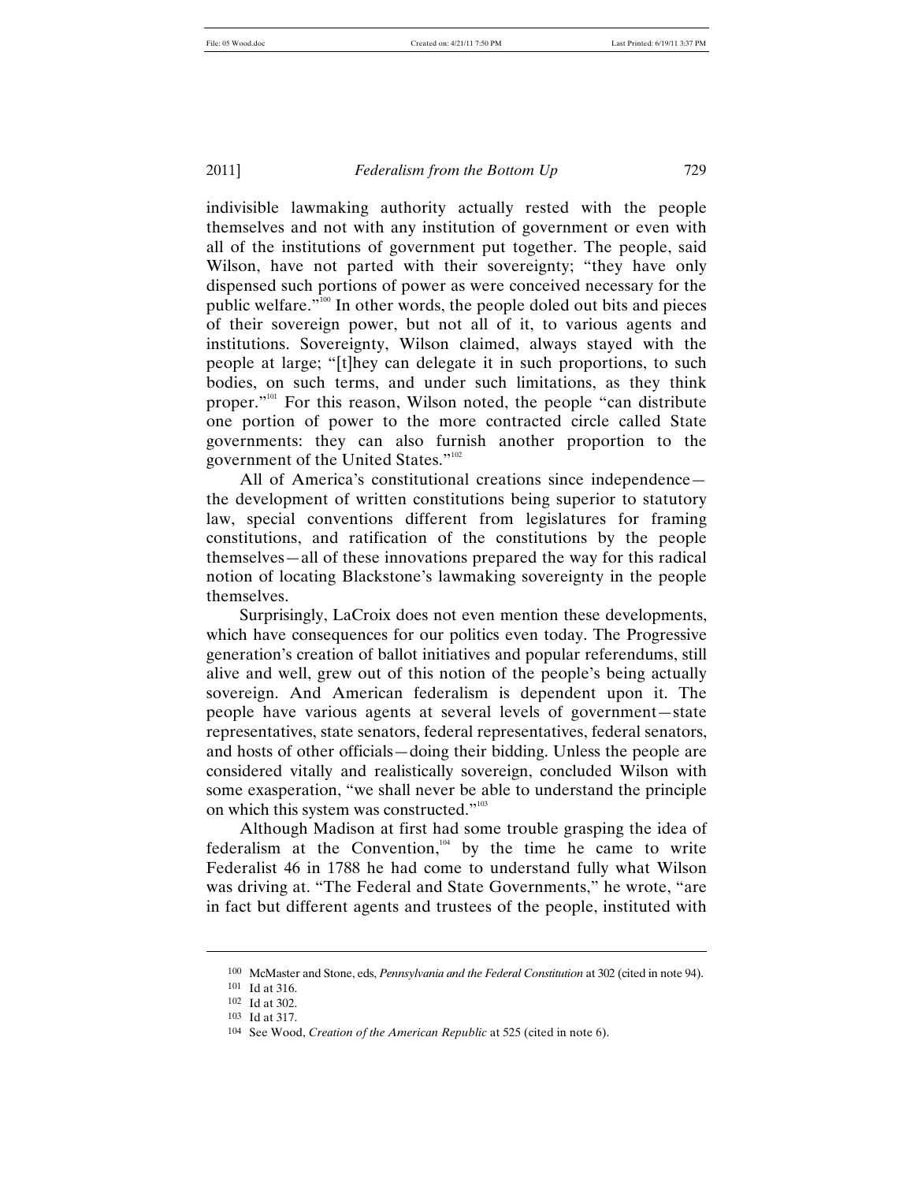indivisible lawmaking authority actually rested with the people themselves and not with any institution of government or even with all of the institutions of government put together. The people, said Wilson, have not parted with their sovereignty; "they have only dispensed such portions of power as were conceived necessary for the public welfare."[100] In other words, the people doled out bits and pieces of their sovereign power, but not all of it, to various agents and institutions. Sovereignty, Wilson claimed, always stayed with the people at large; "[t]hey can delegate it in such proportions, to such bodies, on such terms, and under such limitations, as they think proper."[101] For this reason, Wilson noted, the people "can distribute one portion of power to the more contracted circle called State governments: they can also furnish another proportion to the government of the United States."[102]

All of America's constitutional creations since independence—the development of written constitutions being superior to statutory law, special conventions different from legislatures for framing constitutions, and ratification of the constitutions by the people themselves—all of these innovations prepared the way for this radical notion of locating Blackstone's lawmaking sovereignty in the people themselves.

Surprisingly, LaCroix does not even mention these developments, which have consequences for our politics even today. The Progressive generation's creation of ballot initiatives and popular referendums, still alive and well, grew out of this notion of the people's being actually sovereign. And American federalism is dependent upon it. The people have various agents at several levels of government—state representatives, state senators, federal representatives, federal senators, and hosts of other officials—doing their bidding. Unless the people are considered vitally and realistically sovereign, concluded Wilson with some exasperation, "we shall never be able to understand the principle on which this system was constructed."[103]

Although Madison at first had some trouble grasping the idea of federalism at the Convention,[104] by the time he came to write Federalist 46 in 1788 he had come to understand fully what Wilson was driving at. "The Federal and State Governments," he wrote, "are in fact but different agents and trustees of the people, instituted with

---

100 McMaster and Stone, eds, *Pennsylvania and the Federal Constitution* at 302 (cited in note 94).

101 Id at 316.

102 Id at 302.

103 Id at 317.

104 See Wood, *Creation of the American Republic* at 525 (cited in note 6).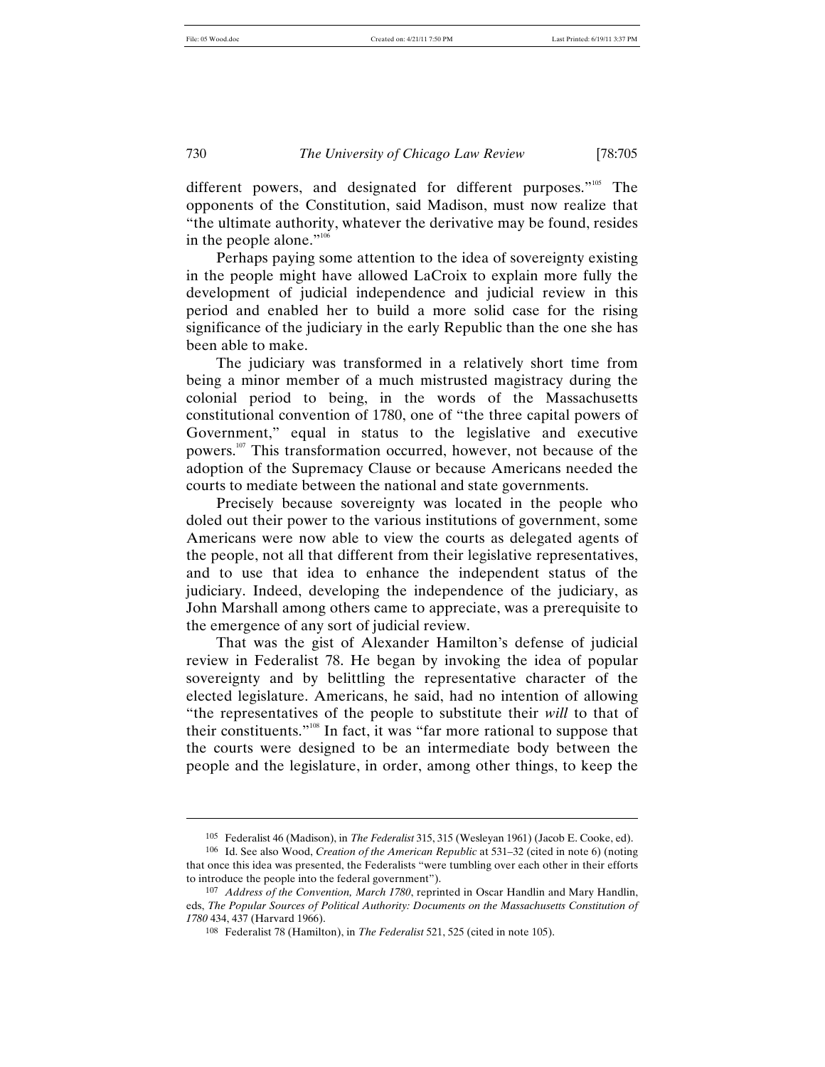different powers, and designated for different purposes."[105] The opponents of the Constitution, said Madison, must now realize that "the ultimate authority, whatever the derivative may be found, resides in the people alone."[106]

Perhaps paying some attention to the idea of sovereignty existing in the people might have allowed LaCroix to explain more fully the development of judicial independence and judicial review in this period and enabled her to build a more solid case for the rising significance of the judiciary in the early Republic than the one she has been able to make.

The judiciary was transformed in a relatively short time from being a minor member of a much mistrusted magistracy during the colonial period to being, in the words of the Massachusetts constitutional convention of 1780, one of "the three capital powers of Government," equal in status to the legislative and executive powers.[107] This transformation occurred, however, not because of the adoption of the Supremacy Clause or because Americans needed the courts to mediate between the national and state governments.

Precisely because sovereignty was located in the people who doled out their power to the various institutions of government, some Americans were now able to view the courts as delegated agents of the people, not all that different from their legislative representatives, and to use that idea to enhance the independent status of the judiciary. Indeed, developing the independence of the judiciary, as John Marshall among others came to appreciate, was a prerequisite to the emergence of any sort of judicial review.

That was the gist of Alexander Hamilton's defense of judicial review in Federalist 78. He began by invoking the idea of popular sovereignty and by belittling the representative character of the elected legislature. Americans, he said, had no intention of allowing "the representatives of the people to substitute their *will* to that of their constituents."[108] In fact, it was "far more rational to suppose that the courts were designed to be an intermediate body between the people and the legislature, in order, among other things, to keep the

---

105 Federalist 46 (Madison), in *The Federalist* 315, 315 (Wesleyan 1961) (Jacob E. Cooke, ed).

106 Id. See also Wood, *Creation of the American Republic* at 531–32 (cited in note 6) (noting that once this idea was presented, the Federalists "were tumbling over each other in their efforts to introduce the people into the federal government").

107 *Address of the Convention, March 1780*, reprinted in Oscar Handlin and Mary Handlin, eds, *The Popular Sources of Political Authority: Documents on the Massachusetts Constitution of 1780* 434, 437 (Harvard 1966).

108 Federalist 78 (Hamilton), in *The Federalist* 521, 525 (cited in note 105).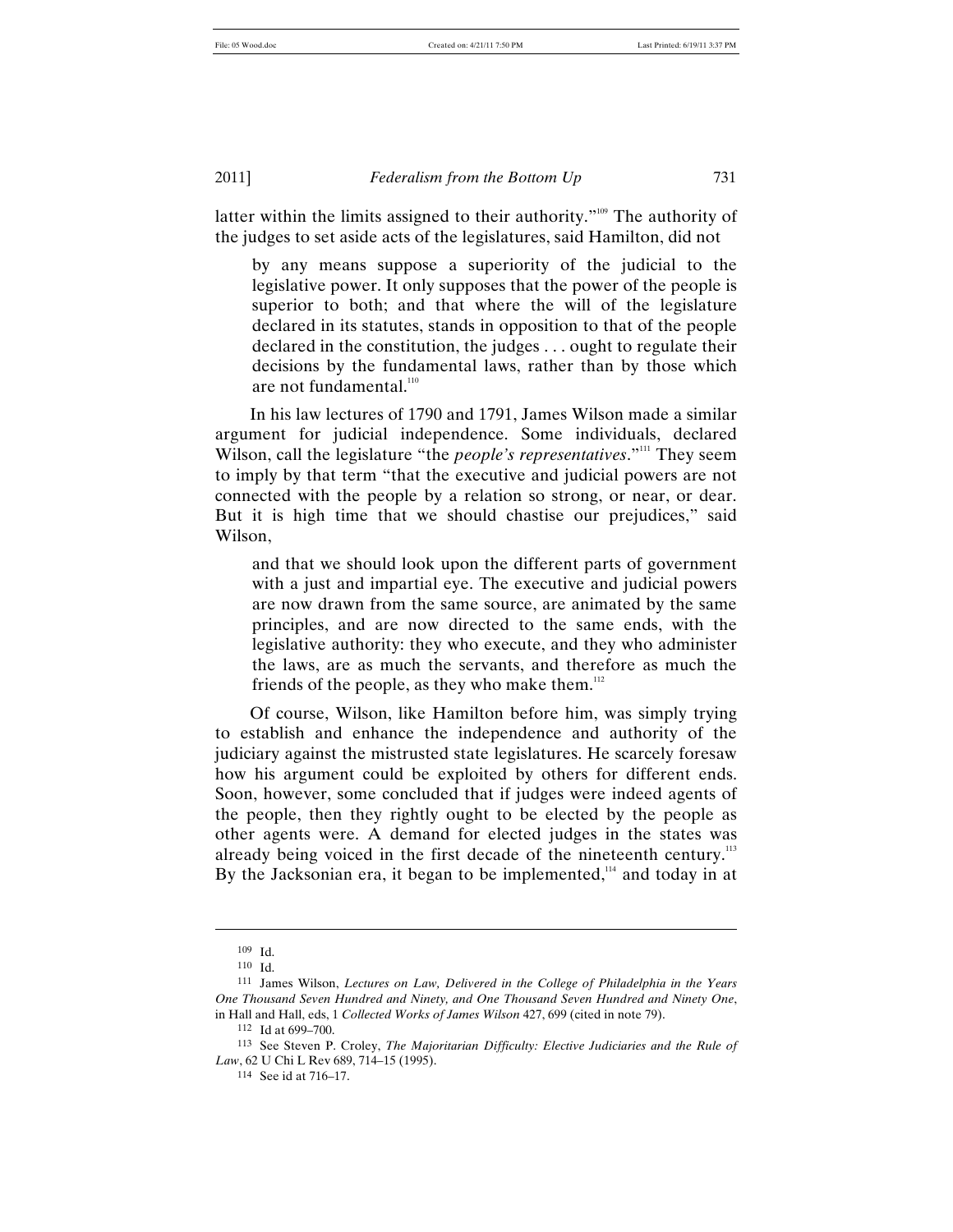latter within the limits assigned to their authority."[109] The authority of the judges to set aside acts of the legislatures, said Hamilton, did not

> by any means suppose a superiority of the judicial to the legislative power. It only supposes that the power of the people is superior to both; and that where the will of the legislature declared in its statutes, stands in opposition to that of the people declared in the constitution, the judges . . . ought to regulate their decisions by the fundamental laws, rather than by those which are not fundamental.[110]

In his law lectures of 1790 and 1791, James Wilson made a similar argument for judicial independence. Some individuals, declared Wilson, call the legislature "the *people's representatives*."[111] They seem to imply by that term "that the executive and judicial powers are not connected with the people by a relation so strong, or near, or dear. But it is high time that we should chastise our prejudices," said Wilson,

> and that we should look upon the different parts of government with a just and impartial eye. The executive and judicial powers are now drawn from the same source, are animated by the same principles, and are now directed to the same ends, with the legislative authority: they who execute, and they who administer the laws, are as much the servants, and therefore as much the friends of the people, as they who make them.[112]

Of course, Wilson, like Hamilton before him, was simply trying to establish and enhance the independence and authority of the judiciary against the mistrusted state legislatures. He scarcely foresaw how his argument could be exploited by others for different ends. Soon, however, some concluded that if judges were indeed agents of the people, then they rightly ought to be elected by the people as other agents were. A demand for elected judges in the states was already being voiced in the first decade of the nineteenth century.[113] By the Jacksonian era, it began to be implemented,[114] and today in at

---

109 Id.

110 Id.

111 James Wilson, *Lectures on Law, Delivered in the College of Philadelphia in the Years One Thousand Seven Hundred and Ninety, and One Thousand Seven Hundred and Ninety One*, in Hall and Hall, eds, 1 *Collected Works of James Wilson* 427, 699 (cited in note 79).

112 Id at 699–700.

113 See Steven P. Croley, *The Majoritarian Difficulty: Elective Judiciaries and the Rule of Law*, 62 U Chi L Rev 689, 714–15 (1995).

114 See id at 716–17.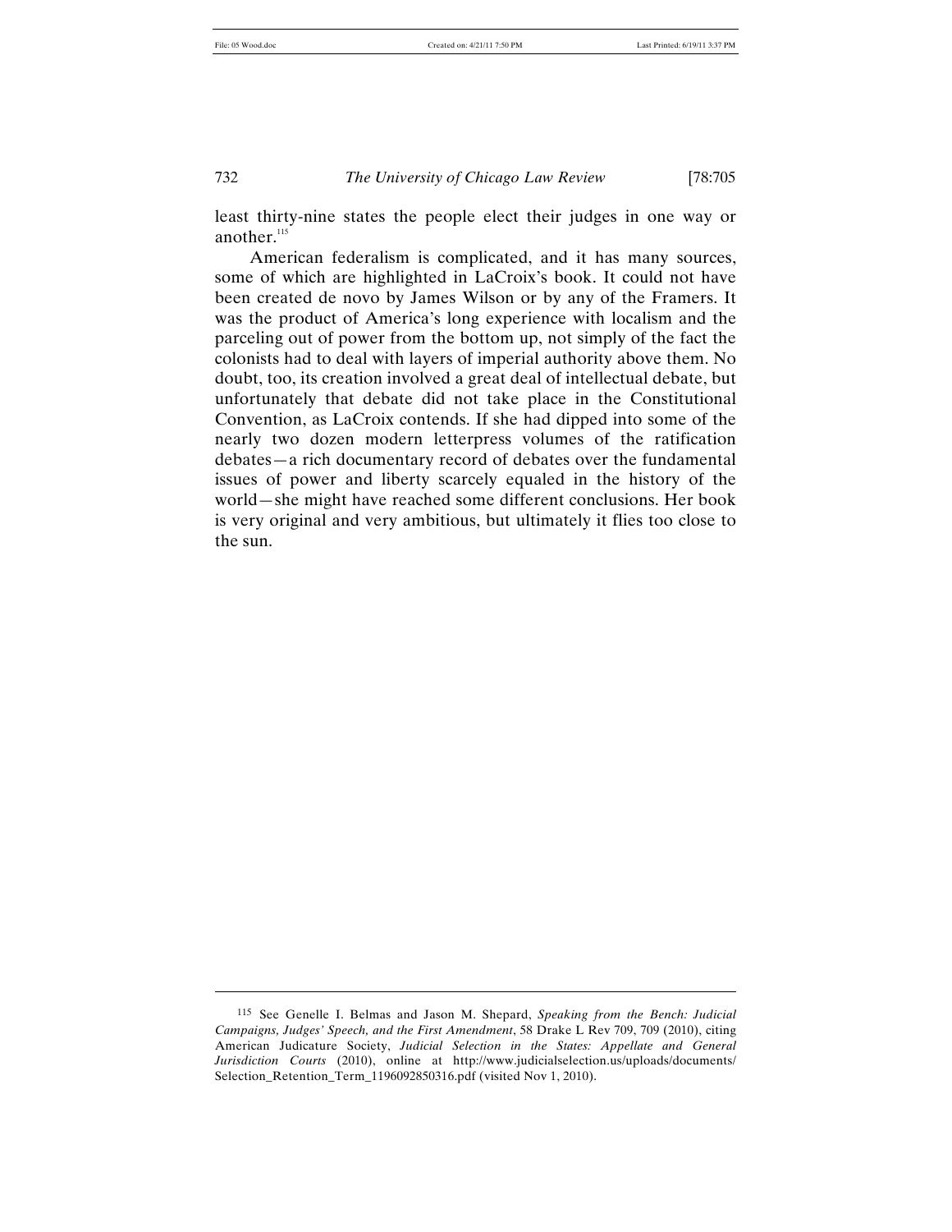least thirty-nine states the people elect their judges in one way or another.[115]

American federalism is complicated, and it has many sources, some of which are highlighted in LaCroix's book. It could not have been created de novo by James Wilson or by any of the Framers. It was the product of America's long experience with localism and the parceling out of power from the bottom up, not simply of the fact the colonists had to deal with layers of imperial authority above them. No doubt, too, its creation involved a great deal of intellectual debate, but unfortunately that debate did not take place in the Constitutional Convention, as LaCroix contends. If she had dipped into some of the nearly two dozen modern letterpress volumes of the ratification debates—a rich documentary record of debates over the fundamental issues of power and liberty scarcely equaled in the history of the world—she might have reached some different conclusions. Her book is very original and very ambitious, but ultimately it flies too close to the sun.

---

[115] See Genelle I. Belmas and Jason M. Shepard, *Speaking from the Bench: Judicial Campaigns, Judges' Speech, and the First Amendment*, 58 Drake L Rev 709, 709 (2010), citing American Judicature Society, *Judicial Selection in the States: Appellate and General Jurisdiction Courts* (2010), online at http://www.judicialselection.us/uploads/documents/Selection_Retention_Term_1196092850316.pdf (visited Nov 1, 2010).